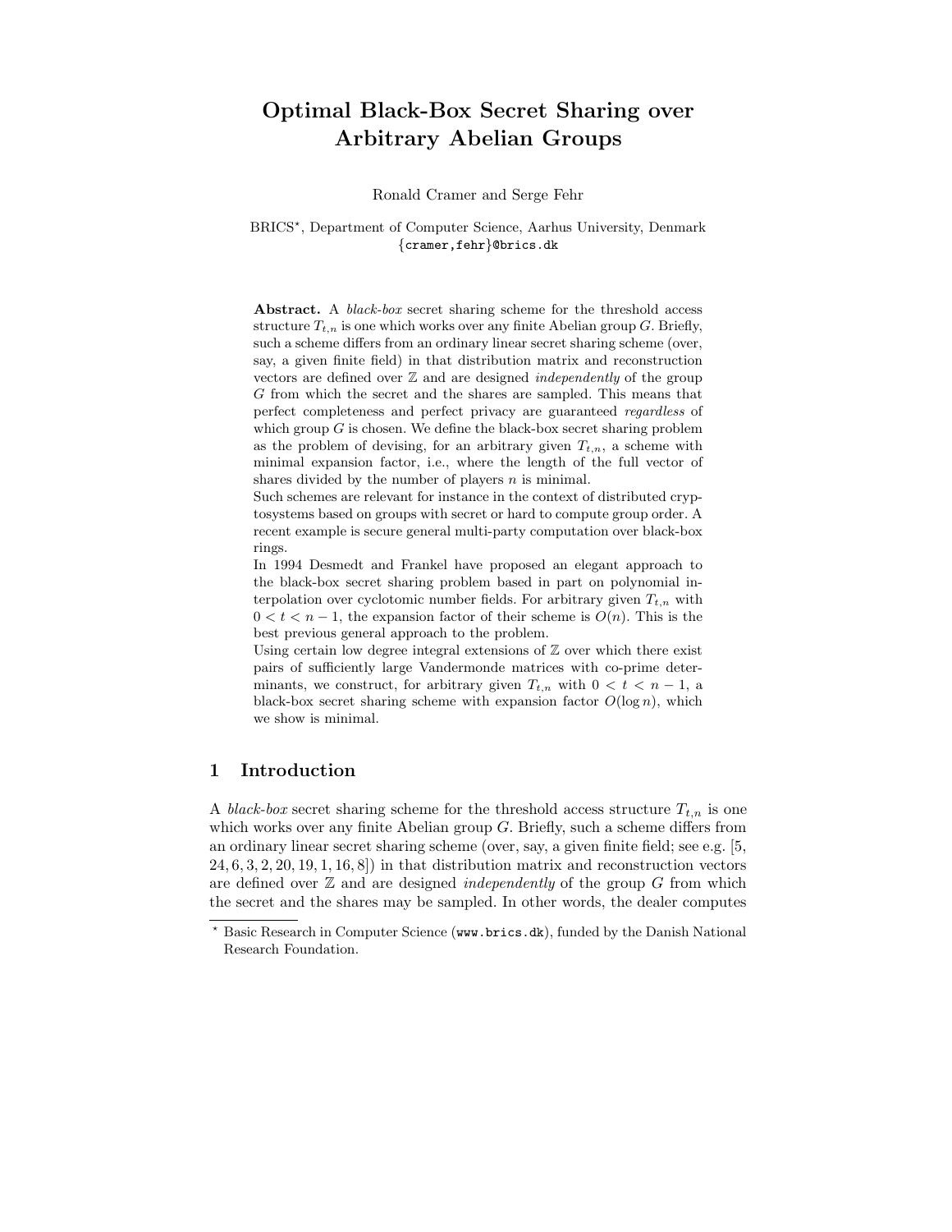# Optimal Black-Box Secret Sharing over Arbitrary Abelian Groups

Ronald Cramer and Serge Fehr

BRICS*, Department of Computer Science, Aarhus University, Denmark
{cramer,fehr}@brics.dk

**Abstract.** A *black-box* secret sharing scheme for the threshold access structure $T_{t,n}$ is one which works over any finite Abelian group $G$. Briefly, such a scheme differs from an ordinary linear secret sharing scheme (over, say, a given finite field) in that distribution matrix and reconstruction vectors are defined over $\mathbb{Z}$ and are designed *independently* of the group $G$ from which the secret and the shares are sampled. This means that perfect completeness and perfect privacy are guaranteed *regardless* of which group $G$ is chosen. We define the black-box secret sharing problem as the problem of devising, for an arbitrary given $T_{t,n}$, a scheme with minimal expansion factor, i.e., where the length of the full vector of shares divided by the number of players $n$ is minimal.

Such schemes are relevant for instance in the context of distributed cryptosystems based on groups with secret or hard to compute group order. A recent example is secure general multi-party computation over black-box rings.

In 1994 Desmedt and Frankel have proposed an elegant approach to the black-box secret sharing problem based in part on polynomial interpolation over cyclotomic number fields. For arbitrary given $T_{t,n}$ with $0 < t < n-1$, the expansion factor of their scheme is $O(n)$. This is the best previous general approach to the problem.

Using certain low degree integral extensions of $\mathbb{Z}$ over which there exist pairs of sufficiently large Vandermonde matrices with co-prime determinants, we construct, for arbitrary given $T_{t,n}$ with $0 < t < n-1$, a black-box secret sharing scheme with expansion factor $O(\log n)$, which we show is minimal.

## 1 Introduction

A *black-box* secret sharing scheme for the threshold access structure $T_{t,n}$ is one which works over any finite Abelian group $G$. Briefly, such a scheme differs from an ordinary linear secret sharing scheme (over, say, a given finite field; see e.g. [5, 24, 6, 3, 2, 20, 19, 1, 16, 8]) in that distribution matrix and reconstruction vectors are defined over $\mathbb{Z}$ and are designed *independently* of the group $G$ from which the secret and the shares may be sampled. In other words, the dealer computes

* Basic Research in Computer Science (www.brics.dk), funded by the Danish National Research Foundation.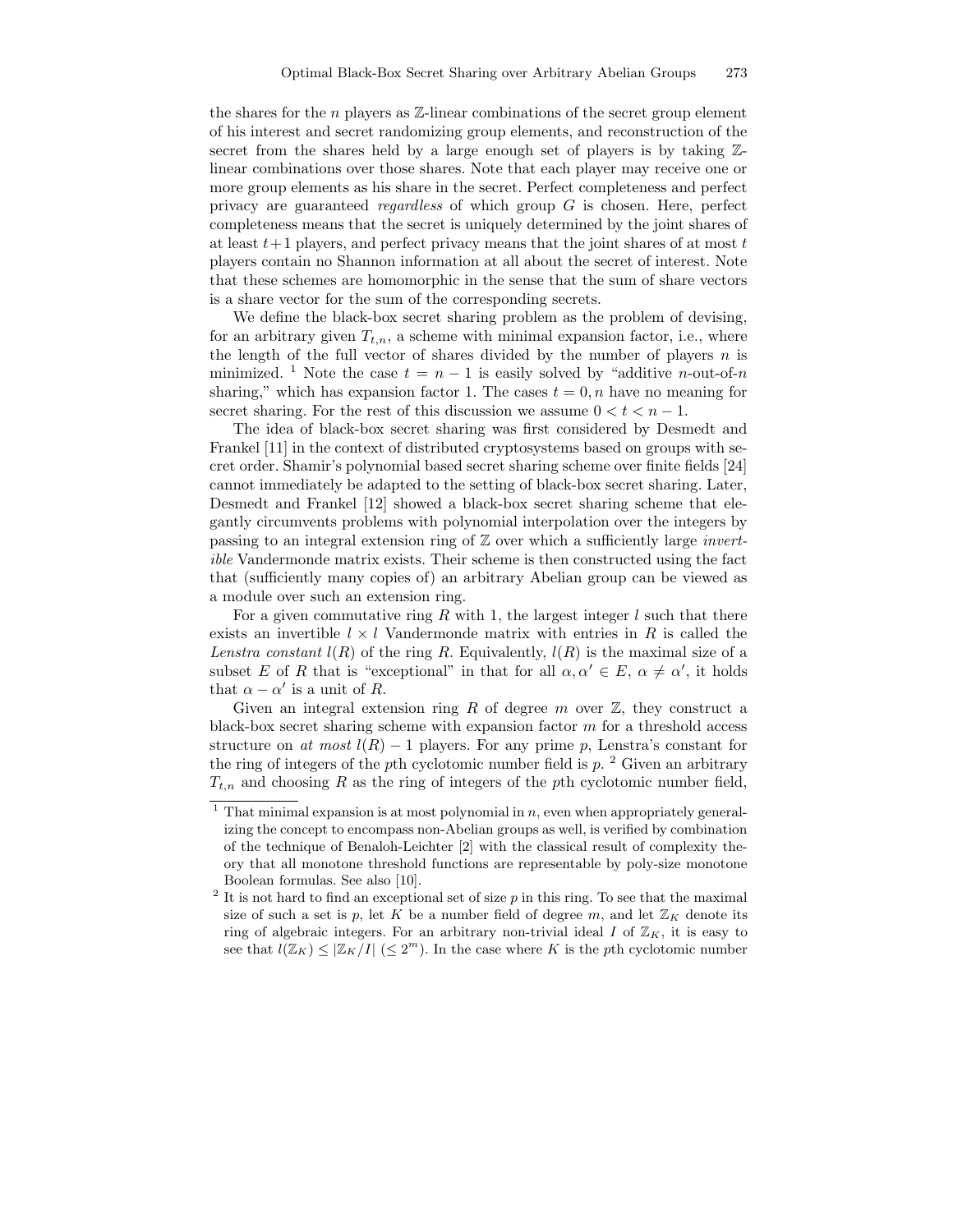the shares for the $n$ players as $\mathbb{Z}$-linear combinations of the secret group element of his interest and secret randomizing group elements, and reconstruction of the secret from the shares held by a large enough set of players is by taking $\mathbb{Z}$-linear combinations over those shares. Note that each player may receive one or more group elements as his share in the secret. Perfect completeness and perfect privacy are guaranteed *regardless* of which group $G$ is chosen. Here, perfect completeness means that the secret is uniquely determined by the joint shares of at least $t+1$ players, and perfect privacy means that the joint shares of at most $t$ players contain no Shannon information at all about the secret of interest. Note that these schemes are homomorphic in the sense that the sum of share vectors is a share vector for the sum of the corresponding secrets.

We define the black-box secret sharing problem as the problem of devising, for an arbitrary given $T_{t,n}$, a scheme with minimal expansion factor, i.e., where the length of the full vector of shares divided by the number of players $n$ is minimized. [1] Note the case $t = n - 1$ is easily solved by "additive $n$-out-of-$n$ sharing," which has expansion factor 1. The cases $t = 0, n$ have no meaning for secret sharing. For the rest of this discussion we assume $0 < t < n - 1$.

The idea of black-box secret sharing was first considered by Desmedt and Frankel [11] in the context of distributed cryptosystems based on groups with secret order. Shamir's polynomial based secret sharing scheme over finite fields [24] cannot immediately be adapted to the setting of black-box secret sharing. Later, Desmedt and Frankel [12] showed a black-box secret sharing scheme that elegantly circumvents problems with polynomial interpolation over the integers by passing to an integral extension ring of $\mathbb{Z}$ over which a sufficiently large *invertible* Vandermonde matrix exists. Their scheme is then constructed using the fact that (sufficiently many copies of) an arbitrary Abelian group can be viewed as a module over such an extension ring.

For a given commutative ring $R$ with 1, the largest integer $l$ such that there exists an invertible $l \times l$ Vandermonde matrix with entries in $R$ is called the *Lenstra constant* $l(R)$ of the ring $R$. Equivalently, $l(R)$ is the maximal size of a subset $E$ of $R$ that is "exceptional" in that for all $\alpha, \alpha' \in E$, $\alpha \neq \alpha'$, it holds that $\alpha - \alpha'$ is a unit of $R$.

Given an integral extension ring $R$ of degree $m$ over $\mathbb{Z}$, they construct a black-box secret sharing scheme with expansion factor $m$ for a threshold access structure on *at most* $l(R) - 1$ players. For any prime $p$, Lenstra's constant for the ring of integers of the $p$th cyclotomic number field is $p$. [2] Given an arbitrary $T_{t,n}$ and choosing $R$ as the ring of integers of the $p$th cyclotomic number field,

---

[1] That minimal expansion is at most polynomial in $n$, even when appropriately generalizing the concept to encompass non-Abelian groups as well, is verified by combination of the technique of Benaloh-Leichter [2] with the classical result of complexity theory that all monotone threshold functions are representable by poly-size monotone Boolean formulas. See also [10].

[2] It is not hard to find an exceptional set of size $p$ in this ring. To see that the maximal size of such a set is $p$, let $K$ be a number field of degree $m$, and let $\mathbb{Z}_K$ denote its ring of algebraic integers. For an arbitrary non-trivial ideal $I$ of $\mathbb{Z}_K$, it is easy to see that $l(\mathbb{Z}_K) \leq |\mathbb{Z}_K/I|$ ($\leq 2^m$). In the case where $K$ is the $p$th cyclotomic number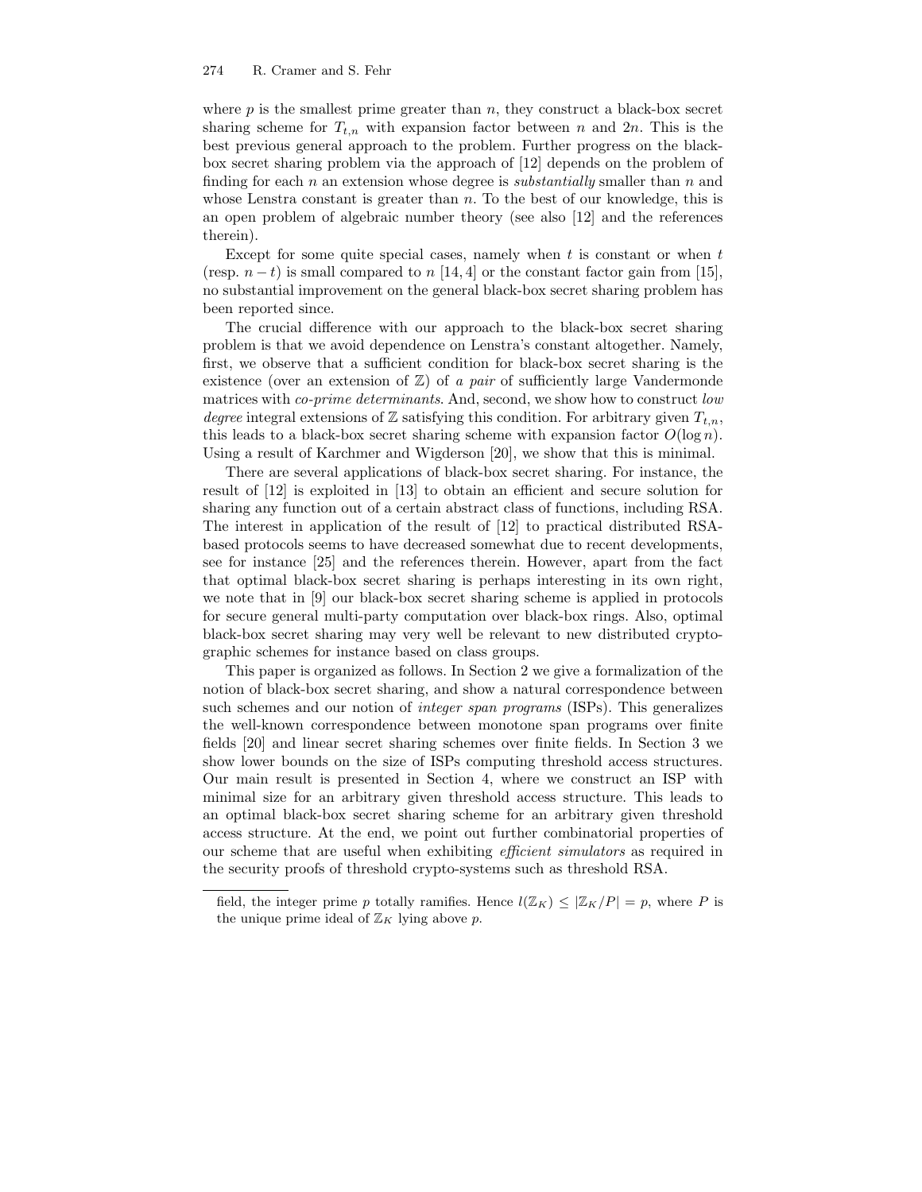where $p$ is the smallest prime greater than $n$, they construct a black-box secret sharing scheme for $T_{t,n}$ with expansion factor between $n$ and $2n$. This is the best previous general approach to the problem. Further progress on the black-box secret sharing problem via the approach of [12] depends on the problem of finding for each $n$ an extension whose degree is *substantially* smaller than $n$ and whose Lenstra constant is greater than $n$. To the best of our knowledge, this is an open problem of algebraic number theory (see also [12] and the references therein).

Except for some quite special cases, namely when $t$ is constant or when $t$ (resp. $n - t$) is small compared to $n$ [14, 4] or the constant factor gain from [15], no substantial improvement on the general black-box secret sharing problem has been reported since.

The crucial difference with our approach to the black-box secret sharing problem is that we avoid dependence on Lenstra's constant altogether. Namely, first, we observe that a sufficient condition for black-box secret sharing is the existence (over an extension of $\mathbb{Z}$) of *a pair* of sufficiently large Vandermonde matrices with *co-prime determinants*. And, second, we show how to construct *low degree* integral extensions of $\mathbb{Z}$ satisfying this condition. For arbitrary given $T_{t,n}$, this leads to a black-box secret sharing scheme with expansion factor $O(\log n)$. Using a result of Karchmer and Wigderson [20], we show that this is minimal.

There are several applications of black-box secret sharing. For instance, the result of [12] is exploited in [13] to obtain an efficient and secure solution for sharing any function out of a certain abstract class of functions, including RSA. The interest in application of the result of [12] to practical distributed RSA-based protocols seems to have decreased somewhat due to recent developments, see for instance [25] and the references therein. However, apart from the fact that optimal black-box secret sharing is perhaps interesting in its own right, we note that in [9] our black-box secret sharing scheme is applied in protocols for secure general multi-party computation over black-box rings. Also, optimal black-box secret sharing may very well be relevant to new distributed cryptographic schemes for instance based on class groups.

This paper is organized as follows. In Section 2 we give a formalization of the notion of black-box secret sharing, and show a natural correspondence between such schemes and our notion of *integer span programs* (ISPs). This generalizes the well-known correspondence between monotone span programs over finite fields [20] and linear secret sharing schemes over finite fields. In Section 3 we show lower bounds on the size of ISPs computing threshold access structures. Our main result is presented in Section 4, where we construct an ISP with minimal size for an arbitrary given threshold access structure. This leads to an optimal black-box secret sharing scheme for an arbitrary given threshold access structure. At the end, we point out further combinatorial properties of our scheme that are useful when exhibiting *efficient simulators* as required in the security proofs of threshold crypto-systems such as threshold RSA.

---

field, the integer prime $p$ totally ramifies. Hence $l(\mathbb{Z}_K) \leq |\mathbb{Z}_K/P| = p$, where $P$ is the unique prime ideal of $\mathbb{Z}_K$ lying above $p$.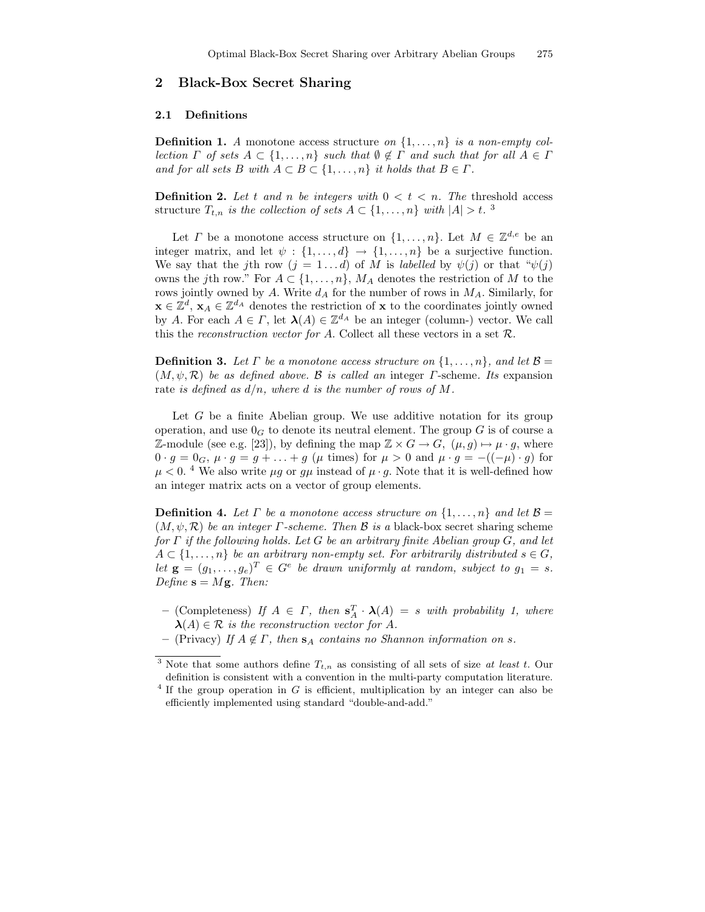## 2 Black-Box Secret Sharing

### 2.1 Definitions

**Definition 1.** *A* monotone access structure *on* $\{1,\ldots,n\}$ *is a non-empty collection* $\Gamma$ *of sets* $A \subset \{1,\ldots,n\}$ *such that* $\emptyset \notin \Gamma$ *and such that for all* $A \in \Gamma$ *and for all sets* $B$ *with* $A \subset B \subset \{1,\ldots,n\}$ *it holds that* $B \in \Gamma$.

**Definition 2.** *Let* $t$ *and* $n$ *be integers with* $0 < t < n$. *The* threshold access structure $T_{t,n}$ *is the collection of sets* $A \subset \{1,\ldots,n\}$ *with* $|A| > t$. [3]

Let $\Gamma$ be a monotone access structure on $\{1,\ldots,n\}$. Let $M \in \mathbb{Z}^{d,e}$ be an integer matrix, and let $\psi : \{1,\ldots,d\} \to \{1,\ldots,n\}$ be a surjective function. We say that the $j$th row ($j = 1\ldots d$) of $M$ is *labelled* by $\psi(j)$ or that "$\psi(j)$ owns the $j$th row." For $A \subset \{1,\ldots,n\}$, $M_A$ denotes the restriction of $M$ to the rows jointly owned by $A$. Write $d_A$ for the number of rows in $M_A$. Similarly, for $\mathbf{x} \in \mathbb{Z}^d$, $\mathbf{x}_A \in \mathbb{Z}^{d_A}$ denotes the restriction of $\mathbf{x}$ to the coordinates jointly owned by $A$. For each $A \in \Gamma$, let $\boldsymbol{\lambda}(A) \in \mathbb{Z}^{d_A}$ be an integer (column-) vector. We call this the *reconstruction vector for $A$*. Collect all these vectors in a set $\mathcal{R}$.

**Definition 3.** *Let* $\Gamma$ *be a monotone access structure on* $\{1,\ldots,n\}$, *and let* $\mathcal{B} = (M,\psi,\mathcal{R})$ *be as defined above.* $\mathcal{B}$ *is called an* integer $\Gamma$-scheme. *Its* expansion rate *is defined as* $d/n$, *where* $d$ *is the number of rows of* $M$.

Let $G$ be a finite Abelian group. We use additive notation for its group operation, and use $0_G$ to denote its neutral element. The group $G$ is of course a $\mathbb{Z}$-module (see e.g. [23]), by defining the map $\mathbb{Z} \times G \to G$, $(\mu, g) \mapsto \mu \cdot g$, where $0 \cdot g = 0_G$, $\mu \cdot g = g + \ldots + g$ ($\mu$ times) for $\mu > 0$ and $\mu \cdot g = -((-\mu) \cdot g)$ for $\mu < 0$. [4] We also write $\mu g$ or $g\mu$ instead of $\mu \cdot g$. Note that it is well-defined how an integer matrix acts on a vector of group elements.

**Definition 4.** *Let* $\Gamma$ *be a monotone access structure on* $\{1,\ldots,n\}$ *and let* $\mathcal{B} = (M,\psi,\mathcal{R})$ *be an integer* $\Gamma$*-scheme. Then* $\mathcal{B}$ *is a* black-box secret sharing scheme *for* $\Gamma$ *if the following holds. Let* $G$ *be an arbitrary finite Abelian group* $G$, *and let* $A \subset \{1,\ldots,n\}$ *be an arbitrary non-empty set. For arbitrarily distributed* $s \in G$, *let* $\mathbf{g} = (g_1,\ldots,g_e)^T \in G^e$ *be drawn uniformly at random, subject to* $g_1 = s$. *Define* $\mathbf{s} = M\mathbf{g}$. *Then:*

- (Completeness) *If* $A \in \Gamma$, *then* $\mathbf{s}_A^T \cdot \boldsymbol{\lambda}(A) = s$ *with probability 1, where* $\boldsymbol{\lambda}(A) \in \mathcal{R}$ *is the reconstruction vector for* $A$.
- (Privacy) *If* $A \notin \Gamma$, *then* $\mathbf{s}_A$ *contains no Shannon information on* $s$.

[3] Note that some authors define $T_{t,n}$ as consisting of all sets of size *at least* $t$. Our definition is consistent with a convention in the multi-party computation literature.

[4] If the group operation in $G$ is efficient, multiplication by an integer can also be efficiently implemented using standard "double-and-add."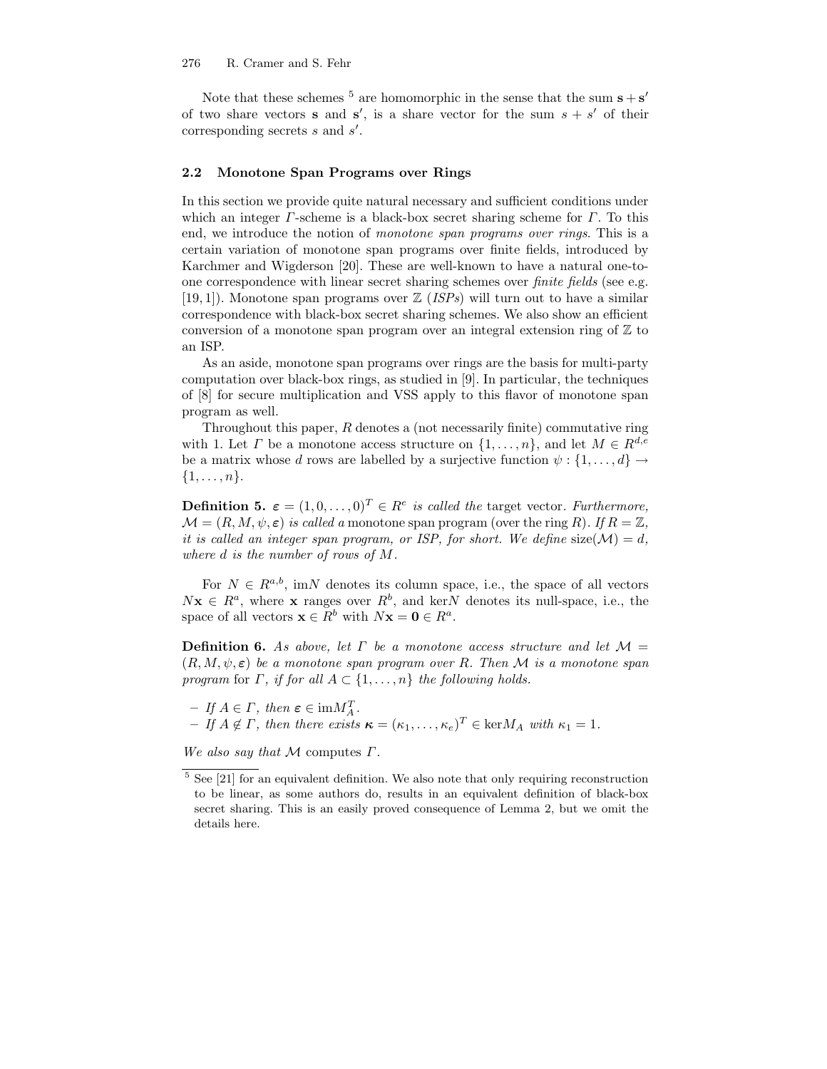Note that these schemes [5] are homomorphic in the sense that the sum $\mathbf{s} + \mathbf{s}'$ of two share vectors $\mathbf{s}$ and $\mathbf{s}'$, is a share vector for the sum $s + s'$ of their corresponding secrets $s$ and $s'$.

### 2.2 Monotone Span Programs over Rings

In this section we provide quite natural necessary and sufficient conditions under which an integer $\Gamma$-scheme is a black-box secret sharing scheme for $\Gamma$. To this end, we introduce the notion of *monotone span programs over rings*. This is a certain variation of monotone span programs over finite fields, introduced by Karchmer and Wigderson [20]. These are well-known to have a natural one-to-one correspondence with linear secret sharing schemes over *finite fields* (see e.g. [19, 1]). Monotone span programs over $\mathbb{Z}$ (*ISPs*) will turn out to have a similar correspondence with black-box secret sharing schemes. We also show an efficient conversion of a monotone span program over an integral extension ring of $\mathbb{Z}$ to an ISP.

As an aside, monotone span programs over rings are the basis for multi-party computation over black-box rings, as studied in [9]. In particular, the techniques of [8] for secure multiplication and VSS apply to this flavor of monotone span program as well.

Throughout this paper, $R$ denotes a (not necessarily finite) commutative ring with 1. Let $\Gamma$ be a monotone access structure on $\{1, \ldots, n\}$, and let $M \in R^{d,e}$ be a matrix whose $d$ rows are labelled by a surjective function $\psi : \{1, \ldots, d\} \to \{1, \ldots, n\}$.

**Definition 5.** *$\boldsymbol{\varepsilon} = (1, 0, \ldots, 0)^T \in R^e$ is called the* target vector*. Furthermore, $\mathcal{M} = (R, M, \psi, \boldsymbol{\varepsilon})$ is called a* monotone span program *(over the ring $R$). If $R = \mathbb{Z}$, it is called an integer span program, or ISP, for short. We define $\text{size}(\mathcal{M}) = d$, where $d$ is the number of rows of $M$.*

For $N \in R^{a,b}$, $\text{im}N$ denotes its column space, i.e., the space of all vectors $N\mathbf{x} \in R^a$, where $\mathbf{x}$ ranges over $R^b$, and $\text{ker}N$ denotes its null-space, i.e., the space of all vectors $\mathbf{x} \in R^b$ with $N\mathbf{x} = \mathbf{0} \in R^a$.

**Definition 6.** *As above, let $\Gamma$ be a monotone access structure and let $\mathcal{M} = (R, M, \psi, \boldsymbol{\varepsilon})$ be a monotone span program over $R$. Then $\mathcal{M}$ is a monotone span program* for $\Gamma$*, if for all $A \subset \{1, \ldots, n\}$ the following holds.*

- *If $A \in \Gamma$, then $\boldsymbol{\varepsilon} \in \text{im}M_A^T$.*
- *If $A \notin \Gamma$, then there exists $\boldsymbol{\kappa} = (\kappa_1, \ldots, \kappa_e)^T \in \text{ker}M_A$ with $\kappa_1 = 1$.*

*We also say that $\mathcal{M}$* computes *$\Gamma$.*

[5] See [21] for an equivalent definition. We also note that only requiring reconstruction to be linear, as some authors do, results in an equivalent definition of black-box secret sharing. This is an easily proved consequence of Lemma 2, but we omit the details here.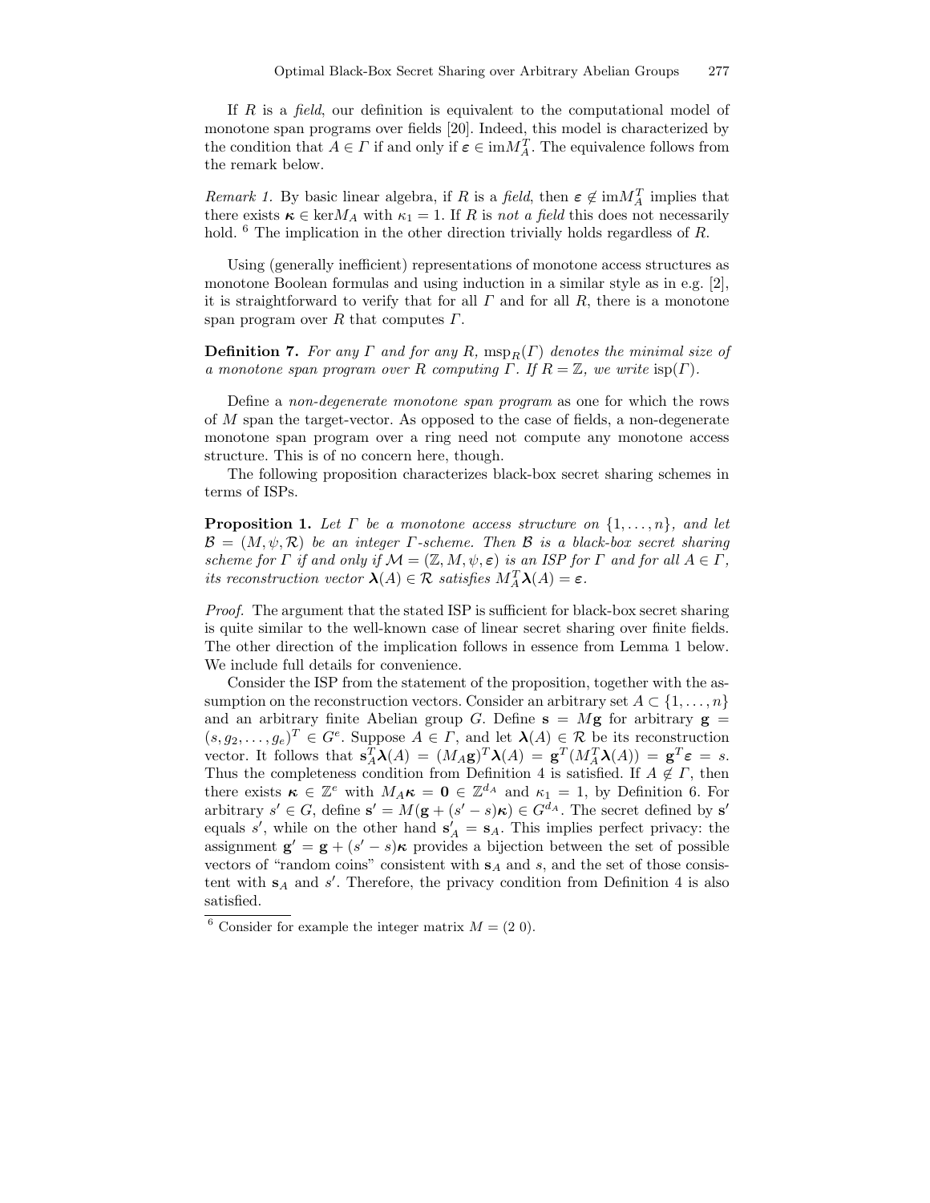If $R$ is a *field*, our definition is equivalent to the computational model of monotone span programs over fields [20]. Indeed, this model is characterized by the condition that $A \in \Gamma$ if and only if $\boldsymbol{\varepsilon} \in \mathrm{im} M_A^T$. The equivalence follows from the remark below.

*Remark 1.* By basic linear algebra, if $R$ is a *field*, then $\boldsymbol{\varepsilon} \notin \mathrm{im} M_A^T$ implies that there exists $\boldsymbol{\kappa} \in \ker M_A$ with $\kappa_1 = 1$. If $R$ is *not a field* this does not necessarily hold. [6] The implication in the other direction trivially holds regardless of $R$.

Using (generally inefficient) representations of monotone access structures as monotone Boolean formulas and using induction in a similar style as in e.g. [2], it is straightforward to verify that for all $\Gamma$ and for all $R$, there is a monotone span program over $R$ that computes $\Gamma$.

**Definition 7.** *For any $\Gamma$ and for any $R$, $\mathrm{msp}_R(\Gamma)$ denotes the minimal size of a monotone span program over $R$ computing $\Gamma$. If $R = \mathbb{Z}$, we write $\mathrm{isp}(\Gamma)$.*

Define a *non-degenerate monotone span program* as one for which the rows of $M$ span the target-vector. As opposed to the case of fields, a non-degenerate monotone span program over a ring need not compute any monotone access structure. This is of no concern here, though.

The following proposition characterizes black-box secret sharing schemes in terms of ISPs.

**Proposition 1.** *Let $\Gamma$ be a monotone access structure on $\{1, \ldots, n\}$, and let $\mathcal{B} = (M, \psi, \mathcal{R})$ be an integer $\Gamma$-scheme. Then $\mathcal{B}$ is a black-box secret sharing scheme for $\Gamma$ if and only if $\mathcal{M} = (\mathbb{Z}, M, \psi, \boldsymbol{\varepsilon})$ is an ISP for $\Gamma$ and for all $A \in \Gamma$, its reconstruction vector $\boldsymbol{\lambda}(A) \in \mathcal{R}$ satisfies $M_A^T \boldsymbol{\lambda}(A) = \boldsymbol{\varepsilon}$.*

*Proof.* The argument that the stated ISP is sufficient for black-box secret sharing is quite similar to the well-known case of linear secret sharing over finite fields. The other direction of the implication follows in essence from Lemma 1 below. We include full details for convenience.

Consider the ISP from the statement of the proposition, together with the assumption on the reconstruction vectors. Consider an arbitrary set $A \subset \{1, \ldots, n\}$ and an arbitrary finite Abelian group $G$. Define $\mathbf{s} = M\mathbf{g}$ for arbitrary $\mathbf{g} = (s, g_2, \ldots, g_e)^T \in G^e$. Suppose $A \in \Gamma$, and let $\boldsymbol{\lambda}(A) \in \mathcal{R}$ be its reconstruction vector. It follows that $\mathbf{s}_A^T \boldsymbol{\lambda}(A) = (M_A \mathbf{g})^T \boldsymbol{\lambda}(A) = \mathbf{g}^T (M_A^T \boldsymbol{\lambda}(A)) = \mathbf{g}^T \boldsymbol{\varepsilon} = s$. Thus the completeness condition from Definition 4 is satisfied. If $A \notin \Gamma$, then there exists $\boldsymbol{\kappa} \in \mathbb{Z}^e$ with $M_A \boldsymbol{\kappa} = \mathbf{0} \in \mathbb{Z}^{d_A}$ and $\kappa_1 = 1$, by Definition 6. For arbitrary $s' \in G$, define $\mathbf{s}' = M(\mathbf{g} + (s' - s)\boldsymbol{\kappa}) \in G^{d_A}$. The secret defined by $\mathbf{s}'$ equals $s'$, while on the other hand $\mathbf{s}'_A = \mathbf{s}_A$. This implies perfect privacy: the assignment $\mathbf{g}' = \mathbf{g} + (s' - s)\boldsymbol{\kappa}$ provides a bijection between the set of possible vectors of "random coins" consistent with $\mathbf{s}_A$ and $s$, and the set of those consistent with $\mathbf{s}_A$ and $s'$. Therefore, the privacy condition from Definition 4 is also satisfied.

[6] Consider for example the integer matrix $M = (2\ 0)$.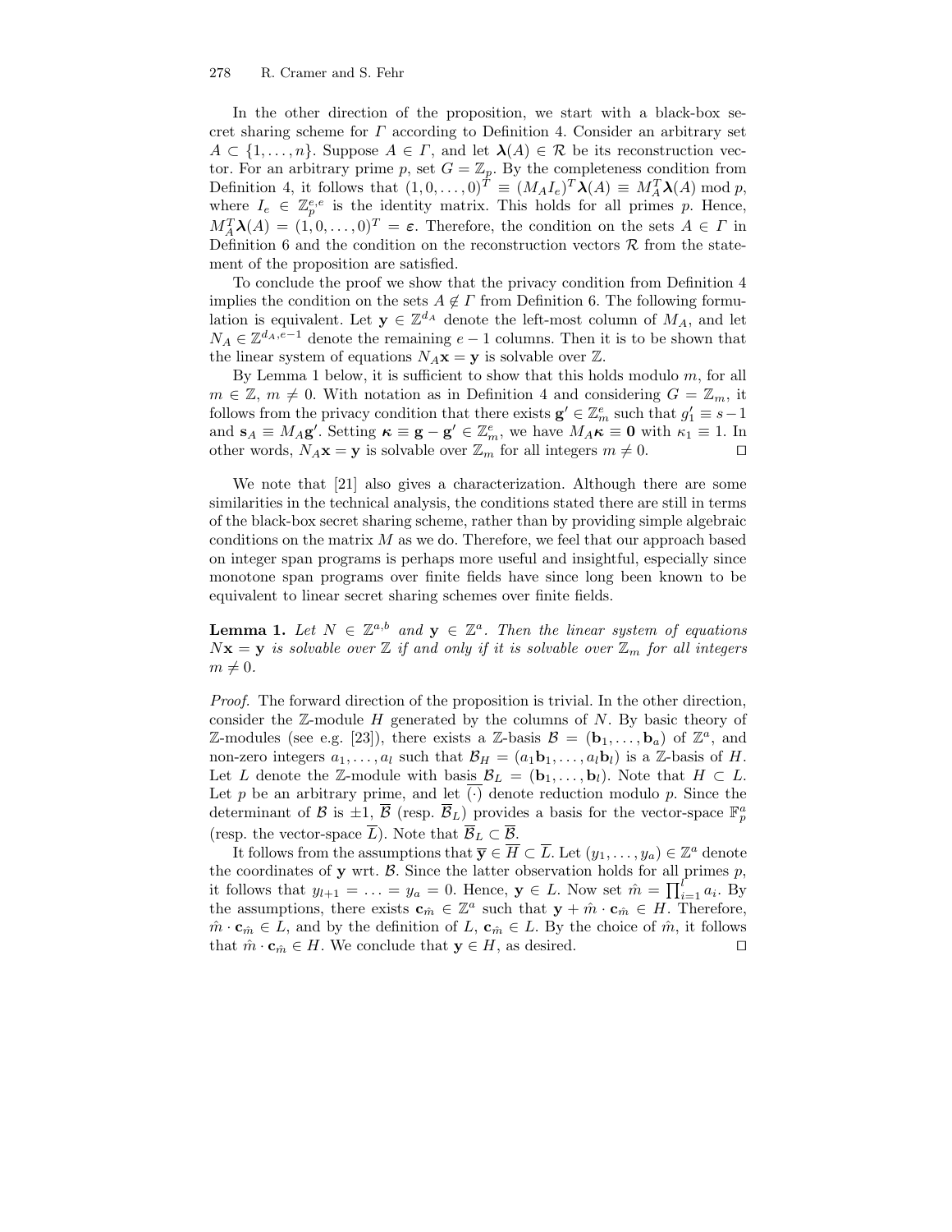In the other direction of the proposition, we start with a black-box secret sharing scheme for $\Gamma$ according to Definition 4. Consider an arbitrary set $A \subset \{1, \ldots, n\}$. Suppose $A \in \Gamma$, and let $\boldsymbol{\lambda}(A) \in \mathcal{R}$ be its reconstruction vector. For an arbitrary prime $p$, set $G = \mathbb{Z}_p$. By the completeness condition from Definition 4, it follows that $(1, 0, \ldots, 0)^T \equiv (M_A I_e)^T \boldsymbol{\lambda}(A) \equiv M_A^T \boldsymbol{\lambda}(A) \bmod p$, where $I_e \in \mathbb{Z}_p^{e,e}$ is the identity matrix. This holds for all primes $p$. Hence, $M_A^T \boldsymbol{\lambda}(A) = (1, 0, \ldots, 0)^T = \boldsymbol{\varepsilon}$. Therefore, the condition on the sets $A \in \Gamma$ in Definition 6 and the condition on the reconstruction vectors $\mathcal{R}$ from the statement of the proposition are satisfied.

To conclude the proof we show that the privacy condition from Definition 4 implies the condition on the sets $A \notin \Gamma$ from Definition 6. The following formulation is equivalent. Let $\mathbf{y} \in \mathbb{Z}^{d_A}$ denote the left-most column of $M_A$, and let $N_A \in \mathbb{Z}^{d_A, e-1}$ denote the remaining $e - 1$ columns. Then it is to be shown that the linear system of equations $N_A \mathbf{x} = \mathbf{y}$ is solvable over $\mathbb{Z}$.

By Lemma 1 below, it is sufficient to show that this holds modulo $m$, for all $m \in \mathbb{Z}$, $m \neq 0$. With notation as in Definition 4 and considering $G = \mathbb{Z}_m$, it follows from the privacy condition that there exists $\mathbf{g}' \in \mathbb{Z}_m^e$ such that $g'_1 \equiv s - 1$ and $\mathbf{s}_A \equiv M_A \mathbf{g}'$. Setting $\boldsymbol{\kappa} \equiv \mathbf{g} - \mathbf{g}' \in \mathbb{Z}_m^e$, we have $M_A \boldsymbol{\kappa} \equiv \mathbf{0}$ with $\kappa_1 \equiv 1$. In other words, $N_A \mathbf{x} = \mathbf{y}$ is solvable over $\mathbb{Z}_m$ for all integers $m \neq 0$. ◻

We note that [21] also gives a characterization. Although there are some similarities in the technical analysis, the conditions stated there are still in terms of the black-box secret sharing scheme, rather than by providing simple algebraic conditions on the matrix $M$ as we do. Therefore, we feel that our approach based on integer span programs is perhaps more useful and insightful, especially since monotone span programs over finite fields have since long been known to be equivalent to linear secret sharing schemes over finite fields.

**Lemma 1.** *Let $N \in \mathbb{Z}^{a,b}$ and $\mathbf{y} \in \mathbb{Z}^a$. Then the linear system of equations $N\mathbf{x} = \mathbf{y}$ is solvable over $\mathbb{Z}$ if and only if it is solvable over $\mathbb{Z}_m$ for all integers $m \neq 0$.*

*Proof.* The forward direction of the proposition is trivial. In the other direction, consider the $\mathbb{Z}$-module $H$ generated by the columns of $N$. By basic theory of $\mathbb{Z}$-modules (see e.g. [23]), there exists a $\mathbb{Z}$-basis $\mathcal{B} = (\mathbf{b}_1, \ldots, \mathbf{b}_a)$ of $\mathbb{Z}^a$, and non-zero integers $a_1, \ldots, a_l$ such that $\mathcal{B}_H = (a_1 \mathbf{b}_1, \ldots, a_l \mathbf{b}_l)$ is a $\mathbb{Z}$-basis of $H$. Let $L$ denote the $\mathbb{Z}$-module with basis $\mathcal{B}_L = (\mathbf{b}_1, \ldots, \mathbf{b}_l)$. Note that $H \subset L$. Let $p$ be an arbitrary prime, and let $\overline{(\cdot)}$ denote reduction modulo $p$. Since the determinant of $\mathcal{B}$ is $\pm 1$, $\overline{\mathcal{B}}$ (resp. $\overline{\mathcal{B}}_L$) provides a basis for the vector-space $\mathbb{F}_p^a$ (resp. the vector-space $\overline{L}$). Note that $\overline{\mathcal{B}}_L \subset \overline{\mathcal{B}}$.

It follows from the assumptions that $\overline{\mathbf{y}} \in \overline{H} \subset \overline{L}$. Let $(y_1, \ldots, y_a) \in \mathbb{Z}^a$ denote the coordinates of $\mathbf{y}$ wrt. $\mathcal{B}$. Since the latter observation holds for all primes $p$, it follows that $y_{l+1} = \ldots = y_a = 0$. Hence, $\mathbf{y} \in L$. Now set $\hat{m} = \prod_{i=1}^{l} a_i$. By the assumptions, there exists $\mathbf{c}_{\hat{m}} \in \mathbb{Z}^a$ such that $\mathbf{y} + \hat{m} \cdot \mathbf{c}_{\hat{m}} \in H$. Therefore, $\hat{m} \cdot \mathbf{c}_{\hat{m}} \in L$, and by the definition of $L$, $\mathbf{c}_{\hat{m}} \in L$. By the choice of $\hat{m}$, it follows that $\hat{m} \cdot \mathbf{c}_{\hat{m}} \in H$. We conclude that $\mathbf{y} \in H$, as desired. ◻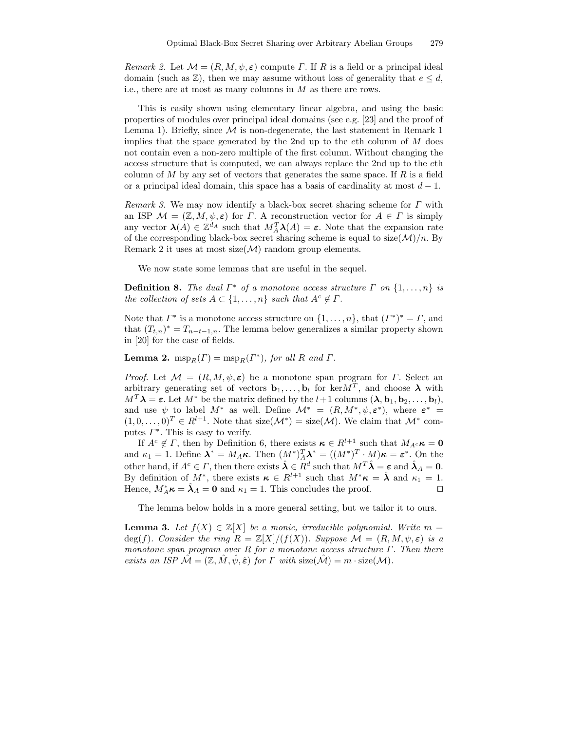*Remark 2.* Let $\mathcal{M} = (R, M, \psi, \boldsymbol{\varepsilon})$ compute $\Gamma$. If $R$ is a field or a principal ideal domain (such as $\mathbb{Z}$), then we may assume without loss of generality that $e \leq d$, i.e., there are at most as many columns in $M$ as there are rows.

This is easily shown using elementary linear algebra, and using the basic properties of modules over principal ideal domains (see e.g. [23] and the proof of Lemma 1). Briefly, since $\mathcal{M}$ is non-degenerate, the last statement in Remark 1 implies that the space generated by the 2nd up to the $e$th column of $M$ does not contain even a non-zero multiple of the first column. Without changing the access structure that is computed, we can always replace the 2nd up to the $e$th column of $M$ by any set of vectors that generates the same space. If $R$ is a field or a principal ideal domain, this space has a basis of cardinality at most $d - 1$.

*Remark 3.* We may now identify a black-box secret sharing scheme for $\Gamma$ with an ISP $\mathcal{M} = (\mathbb{Z}, M, \psi, \boldsymbol{\varepsilon})$ for $\Gamma$. A reconstruction vector for $A \in \Gamma$ is simply any vector $\boldsymbol{\lambda}(A) \in \mathbb{Z}^{d_A}$ such that $M_A^T \boldsymbol{\lambda}(A) = \boldsymbol{\varepsilon}$. Note that the expansion rate of the corresponding black-box secret sharing scheme is equal to $\text{size}(\mathcal{M})/n$. By Remark 2 it uses at most $\text{size}(\mathcal{M})$ random group elements.

We now state some lemmas that are useful in the sequel.

**Definition 8.** *The dual $\Gamma^*$ of a monotone access structure $\Gamma$ on $\{1, \ldots, n\}$ is the collection of sets $A \subset \{1, \ldots, n\}$ such that $A^c \notin \Gamma$.*

Note that $\Gamma^*$ is a monotone access structure on $\{1, \ldots, n\}$, that $(\Gamma^*)^* = \Gamma$, and that $(T_{t,n})^* = T_{n-t-1,n}$. The lemma below generalizes a similar property shown in [20] for the case of fields.

**Lemma 2.** $\text{msp}_R(\Gamma) = \text{msp}_R(\Gamma^*)$*, for all $R$ and $\Gamma$.*

*Proof.* Let $\mathcal{M} = (R, M, \psi, \boldsymbol{\varepsilon})$ be a monotone span program for $\Gamma$. Select an arbitrary generating set of vectors $\mathbf{b}_1, \ldots, \mathbf{b}_l$ for $\ker M^T$, and choose $\boldsymbol{\lambda}$ with $M^T \boldsymbol{\lambda} = \boldsymbol{\varepsilon}$. Let $M^*$ be the matrix defined by the $l+1$ columns $(\boldsymbol{\lambda}, \mathbf{b}_1, \mathbf{b}_2, \ldots, \mathbf{b}_l)$, and use $\psi$ to label $M^*$ as well. Define $\mathcal{M}^* = (R, M^*, \psi, \boldsymbol{\varepsilon}^*)$, where $\boldsymbol{\varepsilon}^* = (1, 0, \ldots, 0)^T \in R^{l+1}$. Note that $\text{size}(\mathcal{M}^*) = \text{size}(\mathcal{M})$. We claim that $\mathcal{M}^*$ computes $\Gamma^*$. This is easy to verify.

If $A^c \notin \Gamma$, then by Definition 6, there exists $\boldsymbol{\kappa} \in R^{l+1}$ such that $M_{A^c} \boldsymbol{\kappa} = \mathbf{0}$ and $\kappa_1 = 1$. Define $\boldsymbol{\lambda}^* = M_A \boldsymbol{\kappa}$. Then $(M^*)_A^T \boldsymbol{\lambda}^* = ((M^*)^T \cdot M)\boldsymbol{\kappa} = \boldsymbol{\varepsilon}^*$. On the other hand, if $A^c \in \Gamma$, then there exists $\hat{\boldsymbol{\lambda}} \in R^d$ such that $M^T \hat{\boldsymbol{\lambda}} = \boldsymbol{\varepsilon}$ and $\hat{\boldsymbol{\lambda}}_A = \mathbf{0}$. By definition of $M^*$, there exists $\boldsymbol{\kappa} \in R^{l+1}$ such that $M^* \boldsymbol{\kappa} = \hat{\boldsymbol{\lambda}}$ and $\kappa_1 = 1$. Hence, $M_A^* \boldsymbol{\kappa} = \hat{\boldsymbol{\lambda}}_A = \mathbf{0}$ and $\kappa_1 = 1$. This concludes the proof. $\square$

The lemma below holds in a more general setting, but we tailor it to ours.

**Lemma 3.** *Let $f(X) \in \mathbb{Z}[X]$ be a monic, irreducible polynomial. Write $m = \deg(f)$. Consider the ring $R = \mathbb{Z}[X]/(f(X))$. Suppose $\mathcal{M} = (R, M, \psi, \boldsymbol{\varepsilon})$ is a monotone span program over $R$ for a monotone access structure $\Gamma$. Then there exists an ISP $\hat{\mathcal{M}} = (\mathbb{Z}, \hat{M}, \hat{\psi}, \hat{\boldsymbol{\varepsilon}})$ for $\Gamma$ with $\text{size}(\hat{\mathcal{M}}) = m \cdot \text{size}(\mathcal{M})$.*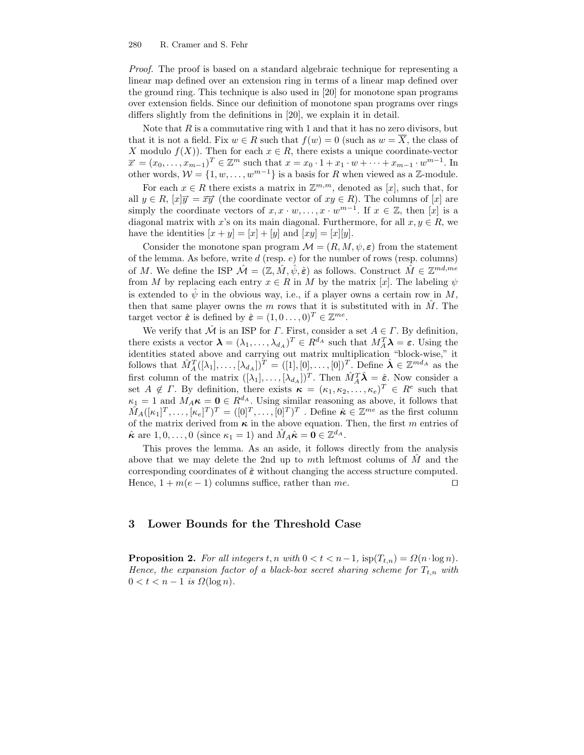*Proof.* The proof is based on a standard algebraic technique for representing a linear map defined over an extension ring in terms of a linear map defined over the ground ring. This technique is also used in [20] for monotone span programs over extension fields. Since our definition of monotone span programs over rings differs slightly from the definitions in [20], we explain it in detail.

Note that $R$ is a commutative ring with 1 and that it has no zero divisors, but that it is not a field. Fix $w \in R$ such that $f(w) = 0$ (such as $w = \overline{X}$, the class of $X$ modulo $f(X)$). Then for each $x \in R$, there exists a unique coordinate-vector $\vec{x} = (x_0, \ldots, x_{m-1})^T \in \mathbb{Z}^m$ such that $x = x_0 \cdot 1 + x_1 \cdot w + \cdots + x_{m-1} \cdot w^{m-1}$. In other words, $\mathcal{W} = \{1, w, \ldots, w^{m-1}\}$ is a basis for $R$ when viewed as a $\mathbb{Z}$-module.

For each $x \in R$ there exists a matrix in $\mathbb{Z}^{m,m}$, denoted as $[x]$, such that, for all $y \in R$, $[x]\vec{y} = \overrightarrow{xy}$ (the coordinate vector of $xy \in R$). The columns of $[x]$ are simply the coordinate vectors of $x, x \cdot w, \ldots, x \cdot w^{m-1}$. If $x \in \mathbb{Z}$, then $[x]$ is a diagonal matrix with $x$'s on its main diagonal. Furthermore, for all $x, y \in R$, we have the identities $[x + y] = [x] + [y]$ and $[xy] = [x][y]$.

Consider the monotone span program $\mathcal{M} = (R, M, \psi, \boldsymbol{\varepsilon})$ from the statement of the lemma. As before, write $d$ (resp. $e$) for the number of rows (resp. columns) of $M$. We define the ISP $\hat{\mathcal{M}} = (\mathbb{Z}, \hat{M}, \hat{\psi}, \hat{\boldsymbol{\varepsilon}})$ as follows. Construct $\hat{M} \in \mathbb{Z}^{md,me}$ from $M$ by replacing each entry $x \in R$ in $M$ by the matrix $[x]$. The labeling $\psi$ is extended to $\hat{\psi}$ in the obvious way, i.e., if a player owns a certain row in $M$, then that same player owns the $m$ rows that it is substituted with in $\hat{M}$. The target vector $\hat{\boldsymbol{\varepsilon}}$ is defined by $\hat{\boldsymbol{\varepsilon}} = (1, 0 \ldots, 0)^T \in \mathbb{Z}^{me}$.

We verify that $\hat{\mathcal{M}}$ is an ISP for $\Gamma$. First, consider a set $A \in \Gamma$. By definition, there exists a vector $\boldsymbol{\lambda} = (\lambda_1, \ldots, \lambda_{d_A})^T \in R^{d_A}$ such that $M_A^T \boldsymbol{\lambda} = \boldsymbol{\varepsilon}$. Using the identities stated above and carrying out matrix multiplication "block-wise," it follows that $\hat{M}_A^T([\lambda_1], \ldots, [\lambda_{d_A}])^T = ([1], [0], \ldots, [0])^T$. Define $\hat{\boldsymbol{\lambda}} \in \mathbb{Z}^{md_A}$ as the first column of the matrix $([\lambda_1], \ldots, [\lambda_{d_A}])^T$. Then $\hat{M}_A^T \hat{\boldsymbol{\lambda}} = \hat{\boldsymbol{\varepsilon}}$. Now consider a set $A \notin \Gamma$. By definition, there exists $\boldsymbol{\kappa} = (\kappa_1, \kappa_2, \ldots, \kappa_e)^T \in R^e$ such that $\kappa_1 = 1$ and $M_A \boldsymbol{\kappa} = \mathbf{0} \in R^{d_A}$. Using similar reasoning as above, it follows that $\hat{M}_A([\kappa_1]^T, \ldots, [\kappa_e]^T)^T = ([0]^T, \ldots, [0]^T)^T$ . Define $\hat{\boldsymbol{\kappa}} \in \mathbb{Z}^{me}$ as the first column of the matrix derived from $\boldsymbol{\kappa}$ in the above equation. Then, the first $m$ entries of $\hat{\boldsymbol{\kappa}}$ are $1, 0, \ldots, 0$ (since $\kappa_1 = 1$) and $\hat{M}_A \hat{\boldsymbol{\kappa}} = \mathbf{0} \in \mathbb{Z}^{d_A}$.

This proves the lemma. As an aside, it follows directly from the analysis above that we may delete the 2nd up to $m$th leftmost colums of $\hat{M}$ and the corresponding coordinates of $\hat{\boldsymbol{\varepsilon}}$ without changing the access structure computed. Hence, $1 + m(e - 1)$ columns suffice, rather than $me$. ◻

## 3 Lower Bounds for the Threshold Case

**Proposition 2.** *For all integers $t, n$ with $0 < t < n-1$, $\text{isp}(T_{t,n}) = \Omega(n \cdot \log n)$. Hence, the expansion factor of a black-box secret sharing scheme for $T_{t,n}$ with $0 < t < n-1$ is $\Omega(\log n)$.*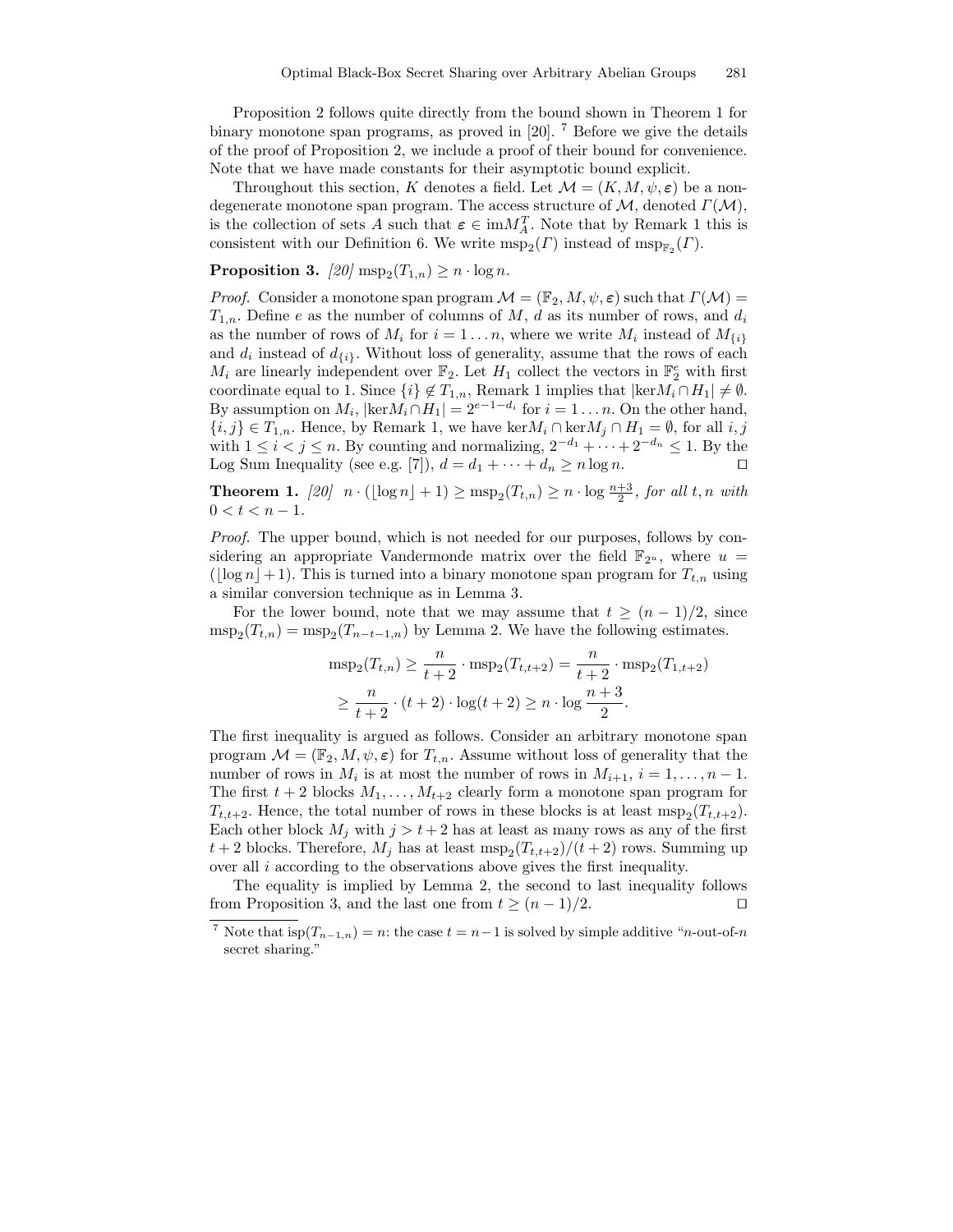Proposition 2 follows quite directly from the bound shown in Theorem 1 for binary monotone span programs, as proved in [20]. [7] Before we give the details of the proof of Proposition 2, we include a proof of their bound for convenience. Note that we have made constants for their asymptotic bound explicit.

Throughout this section, $K$ denotes a field. Let $\mathcal{M} = (K, M, \psi, \boldsymbol{\varepsilon})$ be a non-degenerate monotone span program. The access structure of $\mathcal{M}$, denoted $\Gamma(\mathcal{M})$, is the collection of sets $A$ such that $\boldsymbol{\varepsilon} \in \mathrm{im} M_A^T$. Note that by Remark 1 this is consistent with our Definition 6. We write $\mathrm{msp}_2(\Gamma)$ instead of $\mathrm{msp}_{\mathbb{F}_2}(\Gamma)$.

**Proposition 3.** *[20]* $\mathrm{msp}_2(T_{1,n}) \geq n \cdot \log n$.

*Proof.* Consider a monotone span program $\mathcal{M} = (\mathbb{F}_2, M, \psi, \boldsymbol{\varepsilon})$ such that $\Gamma(\mathcal{M}) = T_{1,n}$. Define $e$ as the number of columns of $M$, $d$ as its number of rows, and $d_i$ as the number of rows of $M_i$ for $i = 1 \dots n$, where we write $M_i$ instead of $M_{\{i\}}$ and $d_i$ instead of $d_{\{i\}}$. Without loss of generality, assume that the rows of each $M_i$ are linearly independent over $\mathbb{F}_2$. Let $H_1$ collect the vectors in $\mathbb{F}_2^e$ with first coordinate equal to 1. Since $\{i\} \notin T_{1,n}$, Remark 1 implies that $|\mathrm{ker} M_i \cap H_1| \neq \emptyset$. By assumption on $M_i$, $|\mathrm{ker} M_i \cap H_1| = 2^{e-1-d_i}$ for $i = 1 \dots n$. On the other hand, $\{i,j\} \in T_{1,n}$. Hence, by Remark 1, we have $\mathrm{ker} M_i \cap \mathrm{ker} M_j \cap H_1 = \emptyset$, for all $i,j$ with $1 \leq i < j \leq n$. By counting and normalizing, $2^{-d_1} + \dots + 2^{-d_n} \leq 1$. By the Log Sum Inequality (see e.g. [7]), $d = d_1 + \dots + d_n \geq n \log n$. ◻

**Theorem 1.** *[20]* $n \cdot (\lfloor \log n \rfloor + 1) \geq \mathrm{msp}_2(T_{t,n}) \geq n \cdot \log \frac{n+3}{2}$*, for all $t, n$ with $0 < t < n-1$.*

*Proof.* The upper bound, which is not needed for our purposes, follows by considering an appropriate Vandermonde matrix over the field $\mathbb{F}_{2^u}$, where $u = (\lfloor \log n \rfloor + 1)$. This is turned into a binary monotone span program for $T_{t,n}$ using a similar conversion technique as in Lemma 3.

For the lower bound, note that we may assume that $t \geq (n-1)/2$, since $\mathrm{msp}_2(T_{t,n}) = \mathrm{msp}_2(T_{n-t-1,n})$ by Lemma 2. We have the following estimates.

$$\mathrm{msp}_2(T_{t,n}) \geq \frac{n}{t+2} \cdot \mathrm{msp}_2(T_{t,t+2}) = \frac{n}{t+2} \cdot \mathrm{msp}_2(T_{1,t+2})$$
$$\geq \frac{n}{t+2} \cdot (t+2) \cdot \log(t+2) \geq n \cdot \log \frac{n+3}{2}.$$

The first inequality is argued as follows. Consider an arbitrary monotone span program $\mathcal{M} = (\mathbb{F}_2, M, \psi, \boldsymbol{\varepsilon})$ for $T_{t,n}$. Assume without loss of generality that the number of rows in $M_i$ is at most the number of rows in $M_{i+1}$, $i = 1, \dots, n-1$. The first $t+2$ blocks $M_1, \dots, M_{t+2}$ clearly form a monotone span program for $T_{t,t+2}$. Hence, the total number of rows in these blocks is at least $\mathrm{msp}_2(T_{t,t+2})$. Each other block $M_j$ with $j > t+2$ has at least as many rows as any of the first $t+2$ blocks. Therefore, $M_j$ has at least $\mathrm{msp}_2(T_{t,t+2})/(t+2)$ rows. Summing up over all $i$ according to the observations above gives the first inequality.

The equality is implied by Lemma 2, the second to last inequality follows from Proposition 3, and the last one from $t \geq (n-1)/2$. ◻

[7] Note that $\mathrm{isp}(T_{n-1,n}) = n$: the case $t = n-1$ is solved by simple additive "$n$-out-of-$n$ secret sharing."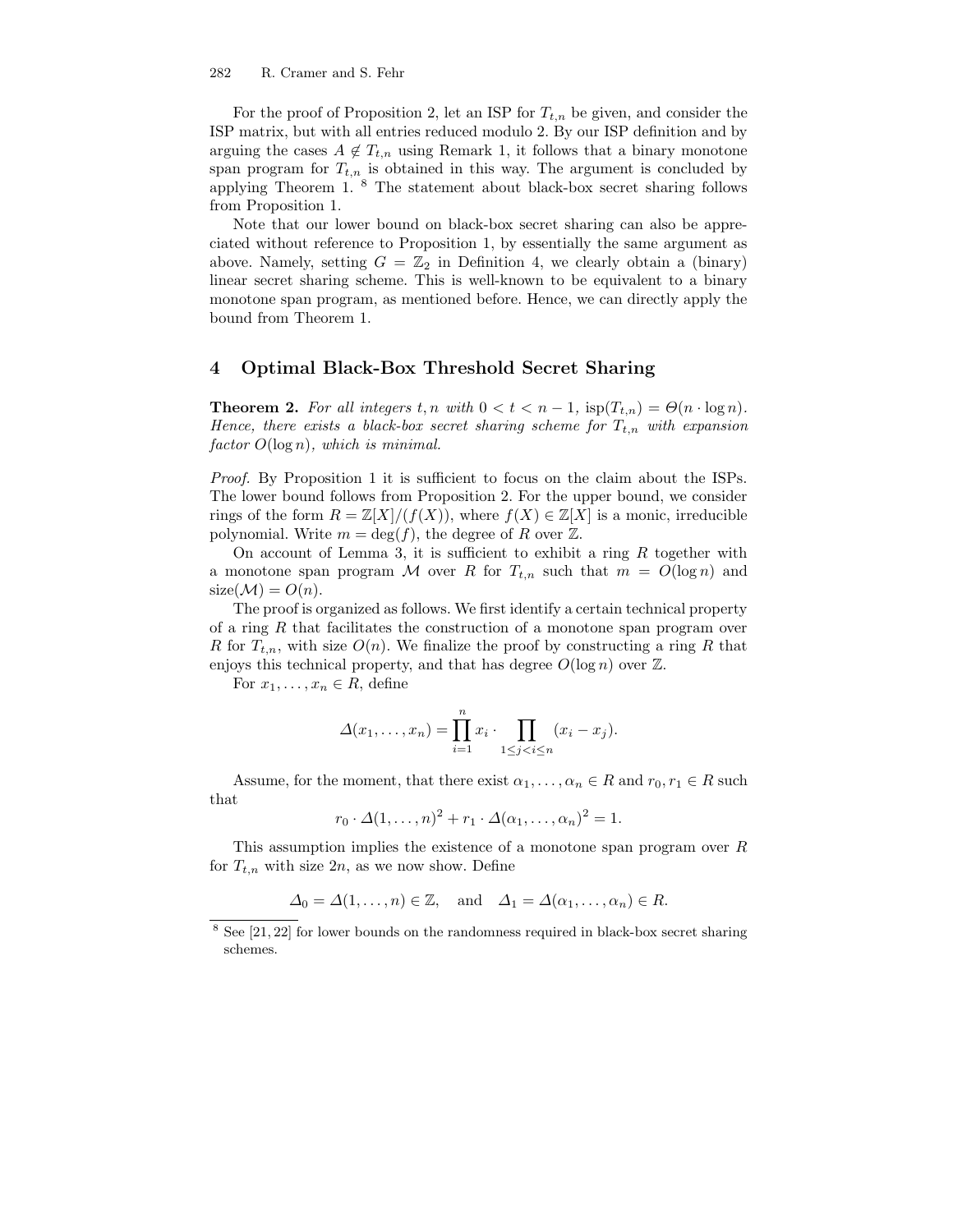For the proof of Proposition 2, let an ISP for $T_{t,n}$ be given, and consider the ISP matrix, but with all entries reduced modulo 2. By our ISP definition and by arguing the cases $A \notin T_{t,n}$ using Remark 1, it follows that a binary monotone span program for $T_{t,n}$ is obtained in this way. The argument is concluded by applying Theorem 1. [8] The statement about black-box secret sharing follows from Proposition 1.

Note that our lower bound on black-box secret sharing can also be appreciated without reference to Proposition 1, by essentially the same argument as above. Namely, setting $G = \mathbb{Z}_2$ in Definition 4, we clearly obtain a (binary) linear secret sharing scheme. This is well-known to be equivalent to a binary monotone span program, as mentioned before. Hence, we can directly apply the bound from Theorem 1.

## 4 Optimal Black-Box Threshold Secret Sharing

**Theorem 2.** *For all integers $t, n$ with $0 < t < n - 1$, $\text{isp}(T_{t,n}) = \Theta(n \cdot \log n)$. Hence, there exists a black-box secret sharing scheme for $T_{t,n}$ with expansion factor $O(\log n)$, which is minimal.*

*Proof.* By Proposition 1 it is sufficient to focus on the claim about the ISPs. The lower bound follows from Proposition 2. For the upper bound, we consider rings of the form $R = \mathbb{Z}[X]/(f(X))$, where $f(X) \in \mathbb{Z}[X]$ is a monic, irreducible polynomial. Write $m = \deg(f)$, the degree of $R$ over $\mathbb{Z}$.

On account of Lemma 3, it is sufficient to exhibit a ring $R$ together with a monotone span program $\mathcal{M}$ over $R$ for $T_{t,n}$ such that $m = O(\log n)$ and $\text{size}(\mathcal{M}) = O(n)$.

The proof is organized as follows. We first identify a certain technical property of a ring $R$ that facilitates the construction of a monotone span program over $R$ for $T_{t,n}$, with size $O(n)$. We finalize the proof by constructing a ring $R$ that enjoys this technical property, and that has degree $O(\log n)$ over $\mathbb{Z}$.

For $x_1, \ldots, x_n \in R$, define

$$\Delta(x_1, \ldots, x_n) = \prod_{i=1}^{n} x_i \cdot \prod_{1 \le j < i \le n} (x_i - x_j).$$

Assume, for the moment, that there exist $\alpha_1, \ldots, \alpha_n \in R$ and $r_0, r_1 \in R$ such that

$$r_0 \cdot \Delta(1, \ldots, n)^2 + r_1 \cdot \Delta(\alpha_1, \ldots, \alpha_n)^2 = 1.$$

This assumption implies the existence of a monotone span program over $R$ for $T_{t,n}$ with size $2n$, as we now show. Define

$$\Delta_0 = \Delta(1, \ldots, n) \in \mathbb{Z}, \quad \text{and} \quad \Delta_1 = \Delta(\alpha_1, \ldots, \alpha_n) \in R.$$

[8] See [21, 22] for lower bounds on the randomness required in black-box secret sharing schemes.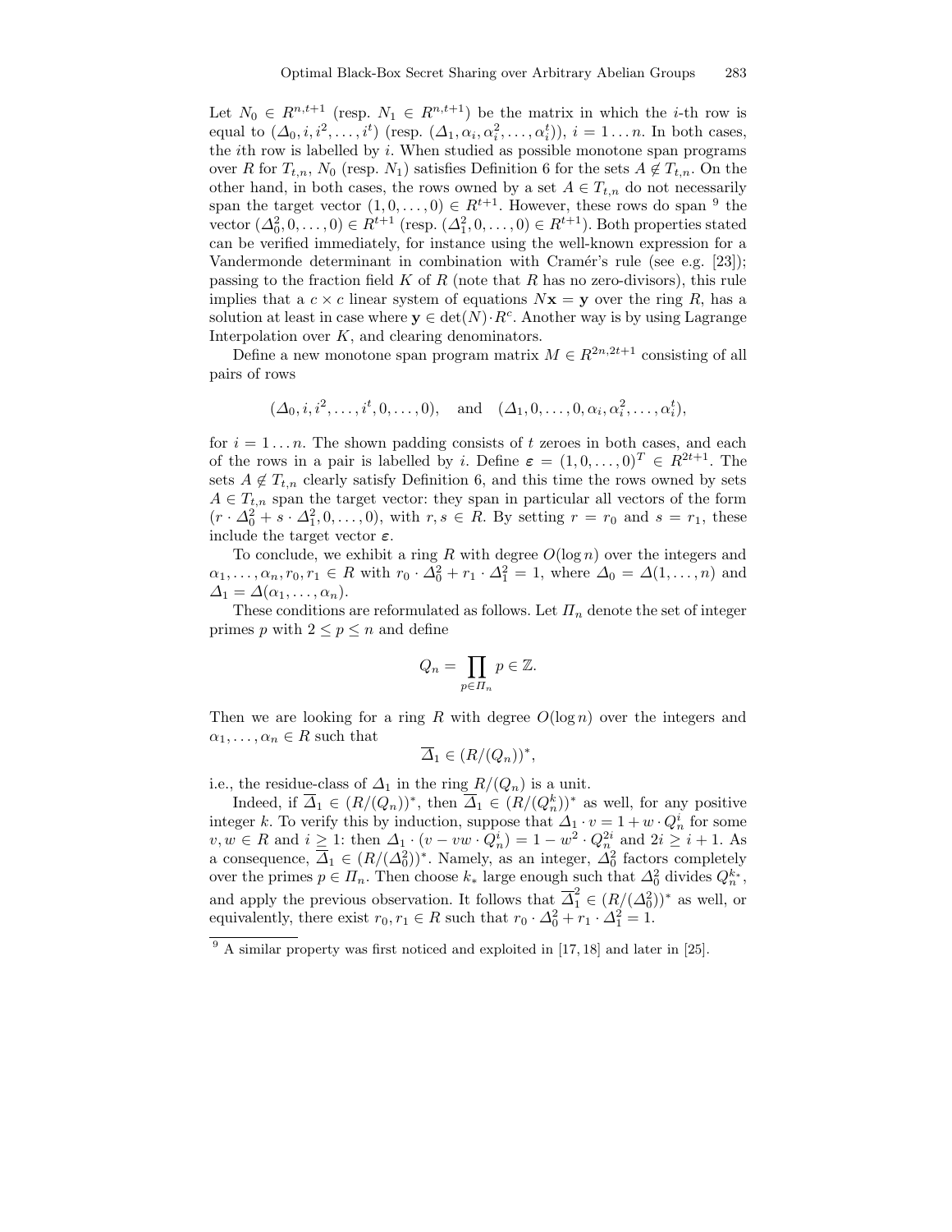Let $N_0 \in R^{n,t+1}$ (resp. $N_1 \in R^{n,t+1}$) be the matrix in which the $i$-th row is equal to $(\Delta_0, i, i^2, \ldots, i^t)$ (resp. $(\Delta_1, \alpha_i, \alpha_i^2, \ldots, \alpha_i^t)$), $i = 1 \ldots n$. In both cases, the $i$th row is labelled by $i$. When studied as possible monotone span programs over $R$ for $T_{t,n}$, $N_0$ (resp. $N_1$) satisfies Definition 6 for the sets $A \notin T_{t,n}$. On the other hand, in both cases, the rows owned by a set $A \in T_{t,n}$ do not necessarily span the target vector $(1, 0, \ldots, 0) \in R^{t+1}$. However, these rows do span [9] the vector $(\Delta_0^2, 0, \ldots, 0) \in R^{t+1}$ (resp. $(\Delta_1^2, 0, \ldots, 0) \in R^{t+1}$). Both properties stated can be verified immediately, for instance using the well-known expression for a Vandermonde determinant in combination with Cramér's rule (see e.g. [23]); passing to the fraction field $K$ of $R$ (note that $R$ has no zero-divisors), this rule implies that a $c \times c$ linear system of equations $N\mathbf{x} = \mathbf{y}$ over the ring $R$, has a solution at least in case where $\mathbf{y} \in \det(N) \cdot R^c$. Another way is by using Lagrange Interpolation over $K$, and clearing denominators.

Define a new monotone span program matrix $M \in R^{2n,2t+1}$ consisting of all pairs of rows

$$(\Delta_0, i, i^2, \ldots, i^t, 0, \ldots, 0), \quad \text{and} \quad (\Delta_1, 0, \ldots, 0, \alpha_i, \alpha_i^2, \ldots, \alpha_i^t),$$

for $i = 1 \ldots n$. The shown padding consists of $t$ zeroes in both cases, and each of the rows in a pair is labelled by $i$. Define $\boldsymbol{\varepsilon} = (1, 0, \ldots, 0)^T \in R^{2t+1}$. The sets $A \notin T_{t,n}$ clearly satisfy Definition 6, and this time the rows owned by sets $A \in T_{t,n}$ span the target vector: they span in particular all vectors of the form $(r \cdot \Delta_0^2 + s \cdot \Delta_1^2, 0, \ldots, 0)$, with $r, s \in R$. By setting $r = r_0$ and $s = r_1$, these include the target vector $\boldsymbol{\varepsilon}$.

To conclude, we exhibit a ring $R$ with degree $O(\log n)$ over the integers and $\alpha_1, \ldots, \alpha_n, r_0, r_1 \in R$ with $r_0 \cdot \Delta_0^2 + r_1 \cdot \Delta_1^2 = 1$, where $\Delta_0 = \Delta(1, \ldots, n)$ and $\Delta_1 = \Delta(\alpha_1, \ldots, \alpha_n)$.

These conditions are reformulated as follows. Let $\Pi_n$ denote the set of integer primes $p$ with $2 \leq p \leq n$ and define

$$Q_n = \prod_{p \in \Pi_n} p \in \mathbb{Z}.$$

Then we are looking for a ring $R$ with degree $O(\log n)$ over the integers and $\alpha_1, \ldots, \alpha_n \in R$ such that

$$\overline{\Delta}_1 \in (R/(Q_n))^*,$$

i.e., the residue-class of $\Delta_1$ in the ring $R/(Q_n)$ is a unit.

Indeed, if $\overline{\Delta}_1 \in (R/(Q_n))^*$, then $\overline{\Delta}_1 \in (R/(Q_n^k))^*$ as well, for any positive integer $k$. To verify this by induction, suppose that $\Delta_1 \cdot v = 1 + w \cdot Q_n^i$ for some $v, w \in R$ and $i \geq 1$: then $\Delta_1 \cdot (v - vw \cdot Q_n^i) = 1 - w^2 \cdot Q_n^{2i}$ and $2i \geq i + 1$. As a consequence, $\overline{\Delta}_1 \in (R/(\Delta_0^2))^*$. Namely, as an integer, $\Delta_0^2$ factors completely over the primes $p \in \Pi_n$. Then choose $k_*$ large enough such that $\Delta_0^2$ divides $Q_n^{k_*}$, and apply the previous observation. It follows that $\overline{\Delta}_1^2 \in (R/(\Delta_0^2))^*$ as well, or equivalently, there exist $r_0, r_1 \in R$ such that $r_0 \cdot \Delta_0^2 + r_1 \cdot \Delta_1^2 = 1$.

[9] A similar property was first noticed and exploited in [17, 18] and later in [25].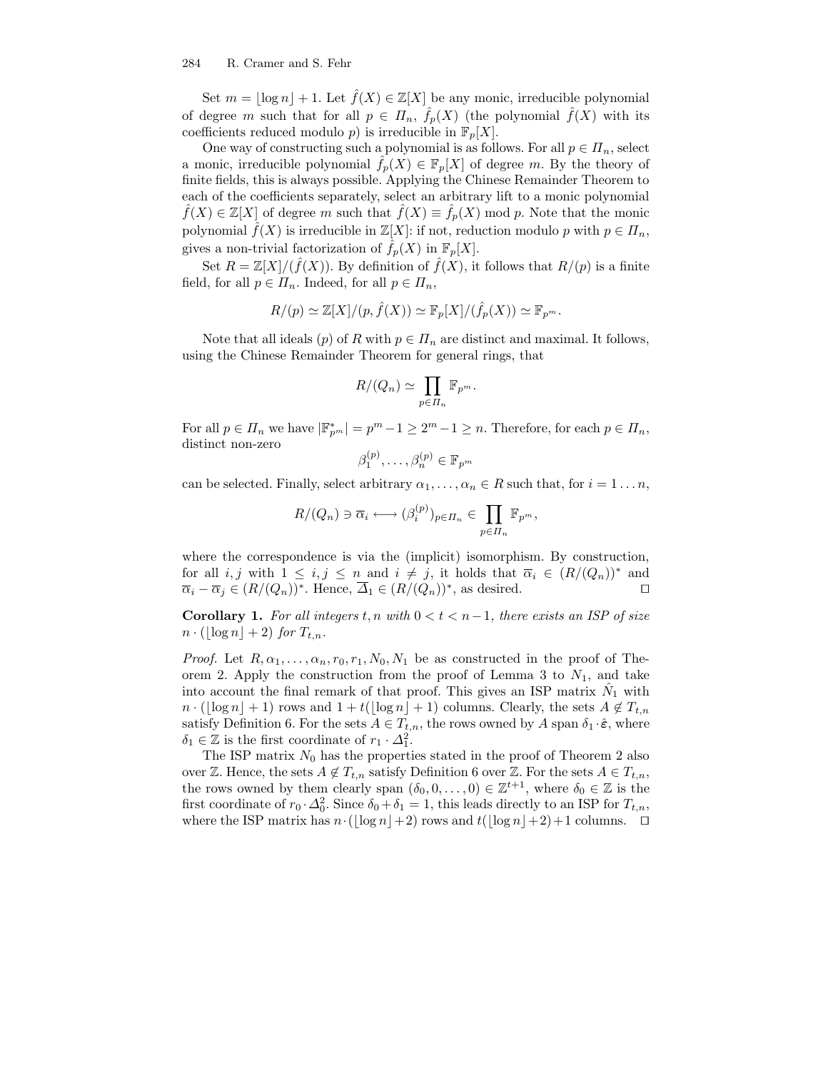Set $m = \lfloor \log n \rfloor + 1$. Let $\hat{f}(X) \in \mathbb{Z}[X]$ be any monic, irreducible polynomial of degree $m$ such that for all $p \in \Pi_n$, $\hat{f}_p(X)$ (the polynomial $\hat{f}(X)$ with its coefficients reduced modulo $p$) is irreducible in $\mathbb{F}_p[X]$.

One way of constructing such a polynomial is as follows. For all $p \in \Pi_n$, select a monic, irreducible polynomial $\hat{f}_p(X) \in \mathbb{F}_p[X]$ of degree $m$. By the theory of finite fields, this is always possible. Applying the Chinese Remainder Theorem to each of the coefficients separately, select an arbitrary lift to a monic polynomial $\hat{f}(X) \in \mathbb{Z}[X]$ of degree $m$ such that $\hat{f}(X) \equiv \hat{f}_p(X) \bmod p$. Note that the monic polynomial $\hat{f}(X)$ is irreducible in $\mathbb{Z}[X]$: if not, reduction modulo $p$ with $p \in \Pi_n$, gives a non-trivial factorization of $\hat{f}_p(X)$ in $\mathbb{F}_p[X]$.

Set $R = \mathbb{Z}[X]/(\hat{f}(X))$. By definition of $\hat{f}(X)$, it follows that $R/(p)$ is a finite field, for all $p \in \Pi_n$. Indeed, for all $p \in \Pi_n$,

$$R/(p) \simeq \mathbb{Z}[X]/(p, \hat{f}(X)) \simeq \mathbb{F}_p[X]/(\hat{f}_p(X)) \simeq \mathbb{F}_{p^m}.$$

Note that all ideals $(p)$ of $R$ with $p \in \Pi_n$ are distinct and maximal. It follows, using the Chinese Remainder Theorem for general rings, that

$$R/(Q_n) \simeq \prod_{p \in \Pi_n} \mathbb{F}_{p^m}.$$

For all $p \in \Pi_n$ we have $|\mathbb{F}_{p^m}^*| = p^m - 1 \geq 2^m - 1 \geq n$. Therefore, for each $p \in \Pi_n$, distinct non-zero

$$\beta_1^{(p)}, \ldots, \beta_n^{(p)} \in \mathbb{F}_{p^m}$$

can be selected. Finally, select arbitrary $\alpha_1, \ldots, \alpha_n \in R$ such that, for $i = 1 \ldots n$,

$$R/(Q_n) \ni \overline{\alpha}_i \longleftrightarrow (\beta_i^{(p)})_{p \in \Pi_n} \in \prod_{p \in \Pi_n} \mathbb{F}_{p^m},$$

where the correspondence is via the (implicit) isomorphism. By construction, for all $i, j$ with $1 \leq i, j \leq n$ and $i \neq j$, it holds that $\overline{\alpha}_i \in (R/(Q_n))^*$ and $\overline{\alpha}_i - \overline{\alpha}_j \in (R/(Q_n))^*$. Hence, $\overline{\Delta}_1 \in (R/(Q_n))^*$, as desired. □

**Corollary 1.** *For all integers $t, n$ with $0 < t < n-1$, there exists an ISP of size $n \cdot (\lfloor \log n \rfloor + 2)$ for $T_{t,n}$.*

*Proof.* Let $R, \alpha_1, \ldots, \alpha_n, r_0, r_1, N_0, N_1$ be as constructed in the proof of Theorem 2. Apply the construction from the proof of Lemma 3 to $N_1$, and take into account the final remark of that proof. This gives an ISP matrix $\hat{N}_1$ with $n \cdot (\lfloor \log n \rfloor + 1)$ rows and $1 + t(\lfloor \log n \rfloor + 1)$ columns. Clearly, the sets $A \notin T_{t,n}$ satisfy Definition 6. For the sets $A \in T_{t,n}$, the rows owned by $A$ span $\delta_1 \cdot \hat{\varepsilon}$, where $\delta_1 \in \mathbb{Z}$ is the first coordinate of $r_1 \cdot \Delta_1^2$.

The ISP matrix $N_0$ has the properties stated in the proof of Theorem 2 also over $\mathbb{Z}$. Hence, the sets $A \notin T_{t,n}$ satisfy Definition 6 over $\mathbb{Z}$. For the sets $A \in T_{t,n}$, the rows owned by them clearly span $(\delta_0, 0, \ldots, 0) \in \mathbb{Z}^{t+1}$, where $\delta_0 \in \mathbb{Z}$ is the first coordinate of $r_0 \cdot \Delta_0^2$. Since $\delta_0 + \delta_1 = 1$, this leads directly to an ISP for $T_{t,n}$, where the ISP matrix has $n \cdot (\lfloor \log n \rfloor + 2)$ rows and $t(\lfloor \log n \rfloor + 2) + 1$ columns. □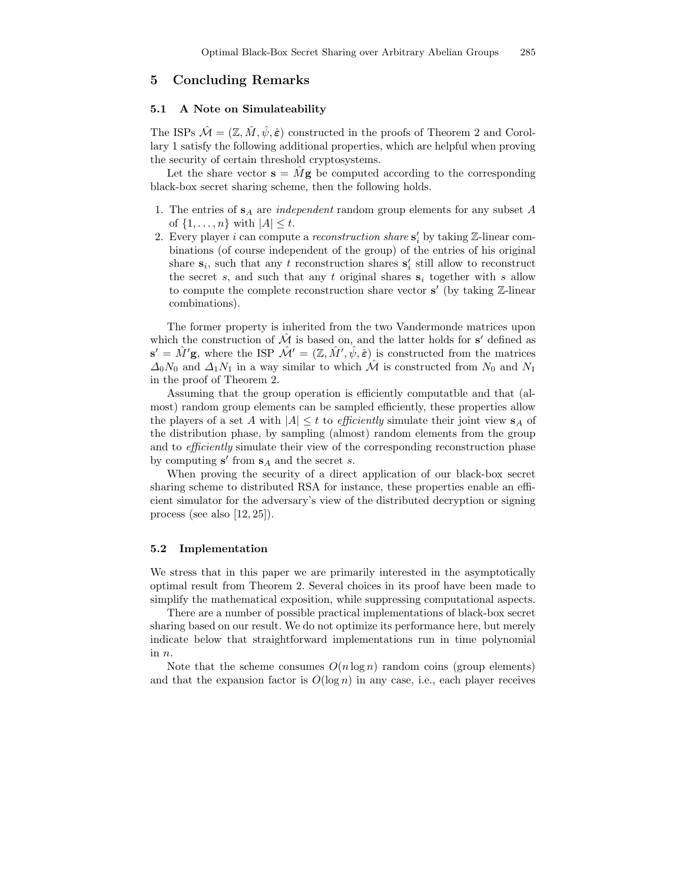## 5 Concluding Remarks

### 5.1 A Note on Simulateability

The ISPs $\hat{\mathcal{M}} = (\mathbb{Z}, \hat{M}, \hat{\psi}, \hat{\boldsymbol{\varepsilon}})$ constructed in the proofs of Theorem 2 and Corollary 1 satisfy the following additional properties, which are helpful when proving the security of certain threshold cryptosystems.

Let the share vector $\mathbf{s} = \hat{M}\mathbf{g}$ be computed according to the corresponding black-box secret sharing scheme, then the following holds.

1. The entries of $\mathbf{s}_A$ are *independent* random group elements for any subset $A$ of $\{1, \ldots, n\}$ with $|A| \leq t$.
2. Every player $i$ can compute a *reconstruction share* $\mathbf{s}'_i$ by taking $\mathbb{Z}$-linear combinations (of course independent of the group) of the entries of his original share $\mathbf{s}_i$, such that any $t$ reconstruction shares $\mathbf{s}'_i$ still allow to reconstruct the secret $s$, and such that any $t$ original shares $\mathbf{s}_i$ together with $s$ allow to compute the complete reconstruction share vector $\mathbf{s}'$ (by taking $\mathbb{Z}$-linear combinations).

The former property is inherited from the two Vandermonde matrices upon which the construction of $\hat{\mathcal{M}}$ is based on, and the latter holds for $\mathbf{s}'$ defined as $\mathbf{s}' = \hat{M}'\mathbf{g}$, where the ISP $\hat{\mathcal{M}}' = (\mathbb{Z}, \hat{M}', \hat{\psi}, \hat{\boldsymbol{\varepsilon}})$ is constructed from the matrices $\Delta_0 N_0$ and $\Delta_1 N_1$ in a way similar to which $\hat{\mathcal{M}}$ is constructed from $N_0$ and $N_1$ in the proof of Theorem 2.

Assuming that the group operation is efficiently computatble and that (almost) random group elements can be sampled efficiently, these properties allow the players of a set $A$ with $|A| \leq t$ to *efficiently* simulate their joint view $\mathbf{s}_A$ of the distribution phase, by sampling (almost) random elements from the group and to *efficiently* simulate their view of the corresponding reconstruction phase by computing $\mathbf{s}'$ from $\mathbf{s}_A$ and the secret $s$.

When proving the security of a direct application of our black-box secret sharing scheme to distributed RSA for instance, these properties enable an efficient simulator for the adversary's view of the distributed decryption or signing process (see also [12, 25]).

### 5.2 Implementation

We stress that in this paper we are primarily interested in the asymptotically optimal result from Theorem 2. Several choices in its proof have been made to simplify the mathematical exposition, while suppressing computational aspects.

There are a number of possible practical implementations of black-box secret sharing based on our result. We do not optimize its performance here, but merely indicate below that straightforward implementations run in time polynomial in $n$.

Note that the scheme consumes $O(n \log n)$ random coins (group elements) and that the expansion factor is $O(\log n)$ in any case, i.e., each player receives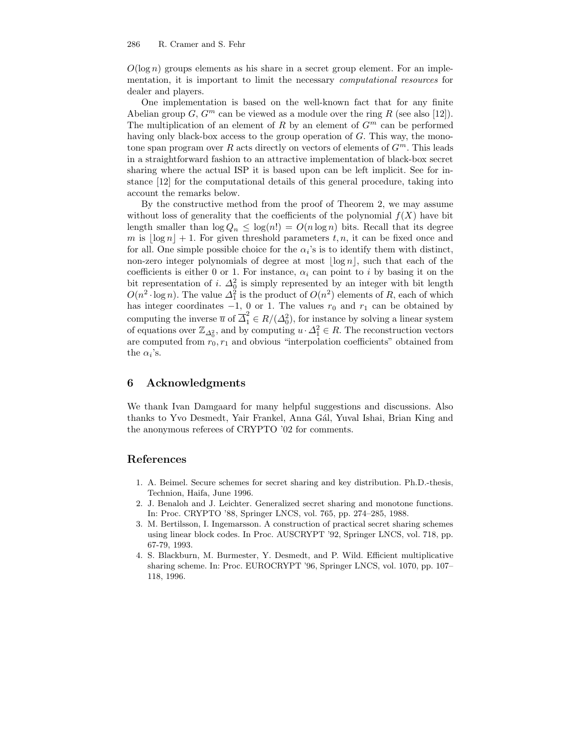$O(\log n)$ groups elements as his share in a secret group element. For an implementation, it is important to limit the necessary *computational resources* for dealer and players.

One implementation is based on the well-known fact that for any finite Abelian group $G$, $G^m$ can be viewed as a module over the ring $R$ (see also [12]). The multiplication of an element of $R$ by an element of $G^m$ can be performed having only black-box access to the group operation of $G$. This way, the monotone span program over $R$ acts directly on vectors of elements of $G^m$. This leads in a straightforward fashion to an attractive implementation of black-box secret sharing where the actual ISP it is based upon can be left implicit. See for instance [12] for the computational details of this general procedure, taking into account the remarks below.

By the constructive method from the proof of Theorem 2, we may assume without loss of generality that the coefficients of the polynomial $f(X)$ have bit length smaller than $\log Q_n \leq \log(n!) = O(n \log n)$ bits. Recall that its degree $m$ is $\lfloor \log n \rfloor + 1$. For given threshold parameters $t, n$, it can be fixed once and for all. One simple possible choice for the $\alpha_i$'s is to identify them with distinct, non-zero integer polynomials of degree at most $\lfloor \log n \rfloor$, such that each of the coefficients is either 0 or 1. For instance, $\alpha_i$ can point to $i$ by basing it on the bit representation of $i$. $\Delta_0^2$ is simply represented by an integer with bit length $O(n^2 \cdot \log n)$. The value $\Delta_1^2$ is the product of $O(n^2)$ elements of $R$, each of which has integer coordinates $-1$, 0 or 1. The values $r_0$ and $r_1$ can be obtained by computing the inverse $\overline{u}$ of $\overline{\Delta}_1^2 \in R/(\Delta_0^2)$, for instance by solving a linear system of equations over $\mathbb{Z}_{\Delta_0^2}$, and by computing $u \cdot \Delta_1^2 \in R$. The reconstruction vectors are computed from $r_0, r_1$ and obvious "interpolation coefficients" obtained from the $\alpha_i$'s.

## 6 Acknowledgments

We thank Ivan Damgaard for many helpful suggestions and discussions. Also thanks to Yvo Desmedt, Yair Frankel, Anna Gál, Yuval Ishai, Brian King and the anonymous referees of CRYPTO '02 for comments.

## References

1. A. Beimel. Secure schemes for secret sharing and key distribution. Ph.D.-thesis, Technion, Haifa, June 1996.
2. J. Benaloh and J. Leichter. Generalized secret sharing and monotone functions. In: Proc. CRYPTO '88, Springer LNCS, vol. 765, pp. 274–285, 1988.
3. M. Bertilsson, I. Ingemarsson. A construction of practical secret sharing schemes using linear block codes. In Proc. AUSCRYPT '92, Springer LNCS, vol. 718, pp. 67-79, 1993.
4. S. Blackburn, M. Burmester, Y. Desmedt, and P. Wild. Efficient multiplicative sharing scheme. In: Proc. EUROCRYPT '96, Springer LNCS, vol. 1070, pp. 107–118, 1996.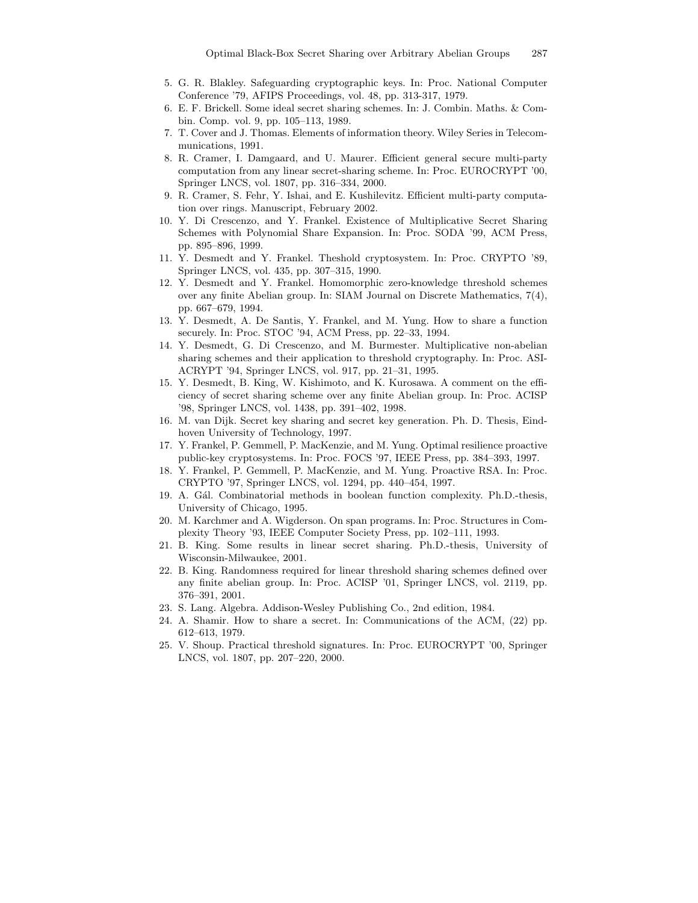5. G. R. Blakley. Safeguarding cryptographic keys. In: Proc. National Computer Conference '79, AFIPS Proceedings, vol. 48, pp. 313-317, 1979.
6. E. F. Brickell. Some ideal secret sharing schemes. In: J. Combin. Maths. & Combin. Comp. vol. 9, pp. 105–113, 1989.
7. T. Cover and J. Thomas. Elements of information theory. Wiley Series in Telecommunications, 1991.
8. R. Cramer, I. Damgaard, and U. Maurer. Efficient general secure multi-party computation from any linear secret-sharing scheme. In: Proc. EUROCRYPT '00, Springer LNCS, vol. 1807, pp. 316–334, 2000.
9. R. Cramer, S. Fehr, Y. Ishai, and E. Kushilevitz. Efficient multi-party computation over rings. Manuscript, February 2002.
10. Y. Di Crescenzo, and Y. Frankel. Existence of Multiplicative Secret Sharing Schemes with Polynomial Share Expansion. In: Proc. SODA '99, ACM Press, pp. 895–896, 1999.
11. Y. Desmedt and Y. Frankel. Theshold cryptosystem. In: Proc. CRYPTO '89, Springer LNCS, vol. 435, pp. 307–315, 1990.
12. Y. Desmedt and Y. Frankel. Homomorphic zero-knowledge threshold schemes over any finite Abelian group. In: SIAM Journal on Discrete Mathematics, 7(4), pp. 667–679, 1994.
13. Y. Desmedt, A. De Santis, Y. Frankel, and M. Yung. How to share a function securely. In: Proc. STOC '94, ACM Press, pp. 22–33, 1994.
14. Y. Desmedt, G. Di Crescenzo, and M. Burmester. Multiplicative non-abelian sharing schemes and their application to threshold cryptography. In: Proc. ASIACRYPT '94, Springer LNCS, vol. 917, pp. 21–31, 1995.
15. Y. Desmedt, B. King, W. Kishimoto, and K. Kurosawa. A comment on the efficiency of secret sharing scheme over any finite Abelian group. In: Proc. ACISP '98, Springer LNCS, vol. 1438, pp. 391–402, 1998.
16. M. van Dijk. Secret key sharing and secret key generation. Ph. D. Thesis, Eindhoven University of Technology, 1997.
17. Y. Frankel, P. Gemmell, P. MacKenzie, and M. Yung. Optimal resilience proactive public-key cryptosystems. In: Proc. FOCS '97, IEEE Press, pp. 384–393, 1997.
18. Y. Frankel, P. Gemmell, P. MacKenzie, and M. Yung. Proactive RSA. In: Proc. CRYPTO '97, Springer LNCS, vol. 1294, pp. 440–454, 1997.
19. A. Gál. Combinatorial methods in boolean function complexity. Ph.D.-thesis, University of Chicago, 1995.
20. M. Karchmer and A. Wigderson. On span programs. In: Proc. Structures in Complexity Theory '93, IEEE Computer Society Press, pp. 102–111, 1993.
21. B. King. Some results in linear secret sharing. Ph.D.-thesis, University of Wisconsin-Milwaukee, 2001.
22. B. King. Randomness required for linear threshold sharing schemes defined over any finite abelian group. In: Proc. ACISP '01, Springer LNCS, vol. 2119, pp. 376–391, 2001.
23. S. Lang. Algebra. Addison-Wesley Publishing Co., 2nd edition, 1984.
24. A. Shamir. How to share a secret. In: Communications of the ACM, (22) pp. 612–613, 1979.
25. V. Shoup. Practical threshold signatures. In: Proc. EUROCRYPT '00, Springer LNCS, vol. 1807, pp. 207–220, 2000.